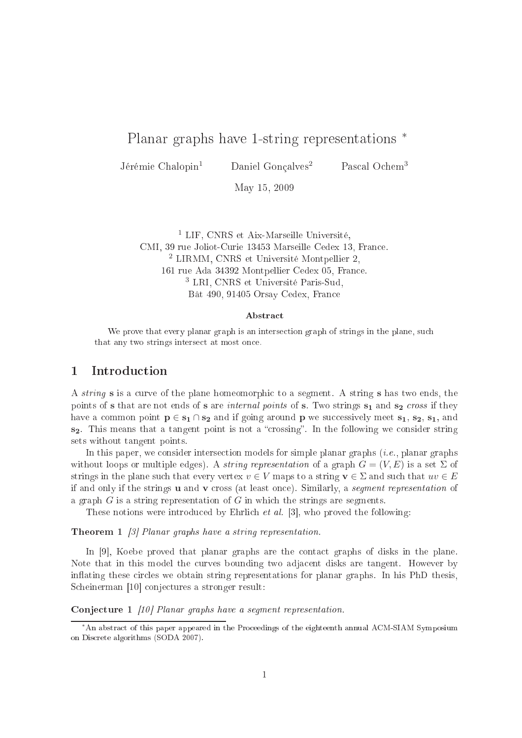# Planar graphs have 1-string representations *

Jérémie Chalopin[1] Daniel Gonçalves[2] Pascal Ochem[3]

May 15, 2009

[1] LIF, CNRS et Aix-Marseille Université,
CMI, 39 rue Joliot-Curie 13453 Marseille Cedex 13, France.
[2] LIRMM, CNRS et Université Montpellier 2,
161 rue Ada 34392 Montpellier Cedex 05, France.
[3] LRI, CNRS et Université Paris-Sud,
Bât 490, 91405 Orsay Cedex, France

### Abstract

We prove that every planar graph is an intersection graph of strings in the plane, such that any two strings intersect at most once.

## 1 Introduction

A *string* $\mathbf{s}$ is a curve of the plane homeomorphic to a segment. A string $\mathbf{s}$ has two ends, the points of $\mathbf{s}$ that are not ends of $\mathbf{s}$ are *internal points* of $\mathbf{s}$. Two strings $\mathbf{s_1}$ and $\mathbf{s_2}$ *cross* if they have a common point $\mathbf{p} \in \mathbf{s_1} \cap \mathbf{s_2}$ and if going around $\mathbf{p}$ we successively meet $\mathbf{s_1}$, $\mathbf{s_2}$, $\mathbf{s_1}$, and $\mathbf{s_2}$. This means that a tangent point is not a "crossing". In the following we consider string sets without tangent points.

In this paper, we consider intersection models for simple planar graphs (*i.e.*, planar graphs without loops or multiple edges). A *string representation* of a graph $G = (V, E)$ is a set $\Sigma$ of strings in the plane such that every vertex $v \in V$ maps to a string $\mathbf{v} \in \Sigma$ and such that $uv \in E$ if and only if the strings $\mathbf{u}$ and $\mathbf{v}$ cross (at least once). Similarly, a *segment representation* of a graph $G$ is a string representation of $G$ in which the strings are segments.

These notions were introduced by Ehrlich *et al.* [3], who proved the following:

**Theorem 1** *[3] Planar graphs have a string representation.*

In [9], Koebe proved that planar graphs are the contact graphs of disks in the plane. Note that in this model the curves bounding two adjacent disks are tangent. However by inflating these circles we obtain string representations for planar graphs. In his PhD thesis, Scheinerman [10] conjectures a stronger result:

**Conjecture 1** *[10] Planar graphs have a segment representation.*

*An abstract of this paper appeared in the Proceedings of the eighteenth annual ACM-SIAM Symposium on Discrete algorithms (SODA 2007).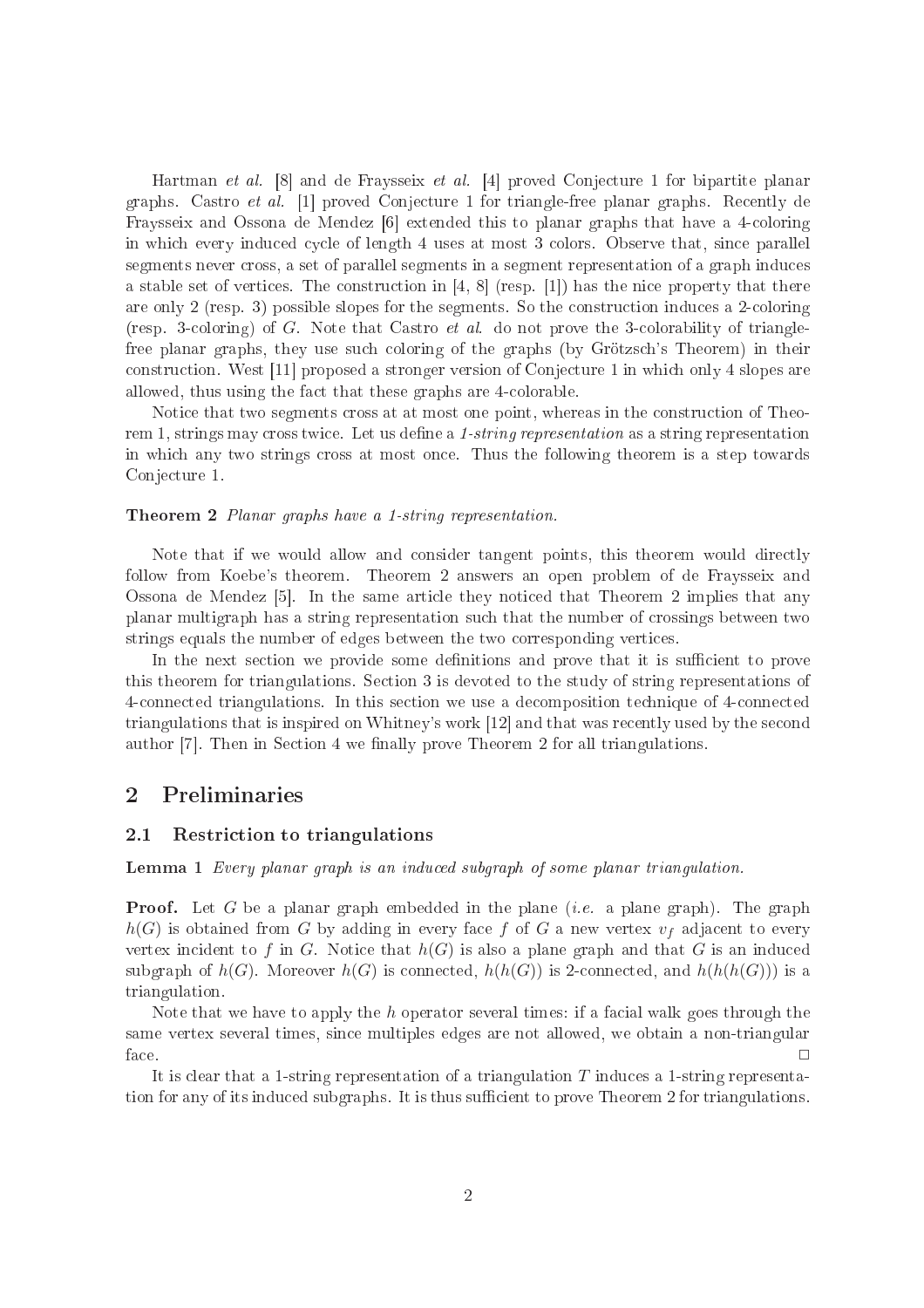Hartman *et al.* [8] and de Fraysseix *et al.* [4] proved Conjecture 1 for bipartite planar graphs. Castro *et al.* [1] proved Conjecture 1 for triangle-free planar graphs. Recently de Fraysseix and Ossona de Mendez [6] extended this to planar graphs that have a 4-coloring in which every induced cycle of length 4 uses at most 3 colors. Observe that, since parallel segments never cross, a set of parallel segments in a segment representation of a graph induces a stable set of vertices. The construction in [4, 8] (resp. [1]) has the nice property that there are only 2 (resp. 3) possible slopes for the segments. So the construction induces a 2-coloring (resp. 3-coloring) of $G$. Note that Castro *et al.* do not prove the 3-colorability of triangle-free planar graphs, they use such coloring of the graphs (by Grötzsch's Theorem) in their construction. West [11] proposed a stronger version of Conjecture 1 in which only 4 slopes are allowed, thus using the fact that these graphs are 4-colorable.

Notice that two segments cross at at most one point, whereas in the construction of Theorem 1, strings may cross twice. Let us define a *1-string representation* as a string representation in which any two strings cross at most once. Thus the following theorem is a step towards Conjecture 1.

**Theorem 2** *Planar graphs have a 1-string representation.*

Note that if we would allow and consider tangent points, this theorem would directly follow from Koebe's theorem. Theorem 2 answers an open problem of de Fraysseix and Ossona de Mendez [5]. In the same article they noticed that Theorem 2 implies that any planar multigraph has a string representation such that the number of crossings between two strings equals the number of edges between the two corresponding vertices.

In the next section we provide some definitions and prove that it is sufficient to prove this theorem for triangulations. Section 3 is devoted to the study of string representations of 4-connected triangulations. In this section we use a decomposition technique of 4-connected triangulations that is inspired on Whitney's work [12] and that was recently used by the second author [7]. Then in Section 4 we finally prove Theorem 2 for all triangulations.

## 2 Preliminaries

### 2.1 Restriction to triangulations

**Lemma 1** *Every planar graph is an induced subgraph of some planar triangulation.*

**Proof.** Let $G$ be a planar graph embedded in the plane (*i.e.* a plane graph). The graph $h(G)$ is obtained from $G$ by adding in every face $f$ of $G$ a new vertex $v_f$ adjacent to every vertex incident to $f$ in $G$. Notice that $h(G)$ is also a plane graph and that $G$ is an induced subgraph of $h(G)$. Moreover $h(G)$ is connected, $h(h(G))$ is 2-connected, and $h(h(h(G)))$ is a triangulation.

Note that we have to apply the $h$ operator several times: if a facial walk goes through the same vertex several times, since multiples edges are not allowed, we obtain a non-triangular face. □

It is clear that a 1-string representation of a triangulation $T$ induces a 1-string representation for any of its induced subgraphs. It is thus sufficient to prove Theorem 2 for triangulations.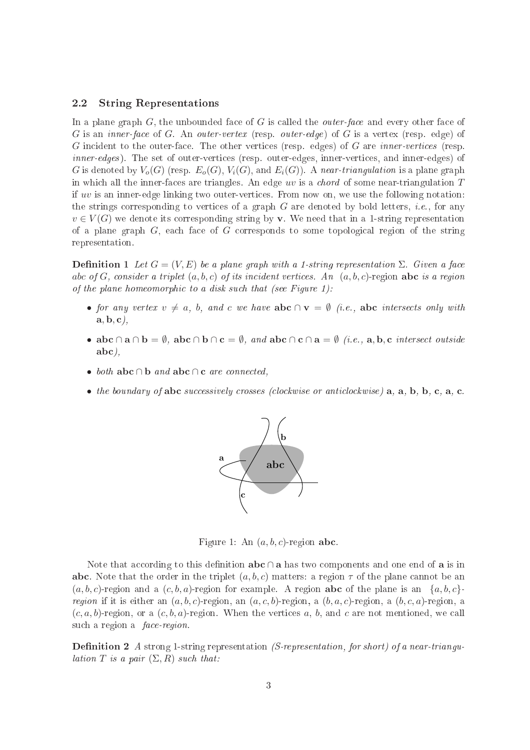### 2.2 String Representations

In a plane graph $G$, the unbounded face of $G$ is called the *outer-face* and every other face of $G$ is an *inner-face* of $G$. An *outer-vertex* (resp. *outer-edge*) of $G$ is a vertex (resp. edge) of $G$ incident to the outer-face. The other vertices (resp. edges) of $G$ are *inner-vertices* (resp. *inner-edges*). The set of outer-vertices (resp. outer-edges, inner-vertices, and inner-edges) of $G$ is denoted by $V_o(G)$ (resp. $E_o(G)$, $V_i(G)$, and $E_i(G)$). A *near-triangulation* is a plane graph in which all the inner-faces are triangles. An edge $uv$ is a *chord* of some near-triangulation $T$ if $uv$ is an inner-edge linking two outer-vertices. From now on, we use the following notation: the strings corresponding to vertices of a graph $G$ are denoted by bold letters, *i.e.*, for any $v \in V(G)$ we denote its corresponding string by $\mathbf{v}$. We need that in a 1-string representation of a plane graph $G$, each face of $G$ corresponds to some topological region of the string representation.

**Definition 1** *Let $G = (V, E)$ be a plane graph with a 1-string representation $\Sigma$. Given a face $abc$ of $G$, consider a triplet $(a, b, c)$ of its incident vertices. An $(a, b, c)$-*region $\mathbf{abc}$ *is a region of the plane homeomorphic to a disk such that (see Figure 1):*

- *for any vertex $v \neq a$, $b$, and $c$ we have $\mathbf{abc} \cap \mathbf{v} = \emptyset$ (i.e., $\mathbf{abc}$ intersects only with $\mathbf{a}, \mathbf{b}, \mathbf{c}$),*
- $\mathbf{abc} \cap \mathbf{a} \cap \mathbf{b} = \emptyset$, $\mathbf{abc} \cap \mathbf{b} \cap \mathbf{c} = \emptyset$, *and* $\mathbf{abc} \cap \mathbf{c} \cap \mathbf{a} = \emptyset$ *(i.e., $\mathbf{a}, \mathbf{b}, \mathbf{c}$ intersect outside $\mathbf{abc}$),*
- *both $\mathbf{abc} \cap \mathbf{b}$ and $\mathbf{abc} \cap \mathbf{c}$ are connected,*
- *the boundary of $\mathbf{abc}$ successively crosses (clockwise or anticlockwise) $\mathbf{a}$, $\mathbf{a}$, $\mathbf{b}$, $\mathbf{b}$, $\mathbf{c}$, $\mathbf{a}$, $\mathbf{c}$.*

Figure 1: An $(a, b, c)$-region $\mathbf{abc}$.

Note that according to this definition $\mathbf{abc} \cap \mathbf{a}$ has two components and one end of $\mathbf{a}$ is in $\mathbf{abc}$. Note that the order in the triplet $(a, b, c)$ matters: a region $\tau$ of the plane cannot be an $(a, b, c)$-region and a $(c, b, a)$-region for example. A region $\mathbf{abc}$ of the plane is an $\{a, b, c\}$-*region* if it is either an $(a, b, c)$-region, an $(a, c, b)$-region, a $(b, a, c)$-region, a $(b, c, a)$-region, a $(c, a, b)$-region, or a $(c, b, a)$-region. When the vertices $a$, $b$, and $c$ are not mentioned, we call such a region a *face-region*.

**Definition 2** *A* strong 1-string representation *(S-representation, for short) of a near-triangulation $T$ is a pair $(\Sigma, R)$ such that:*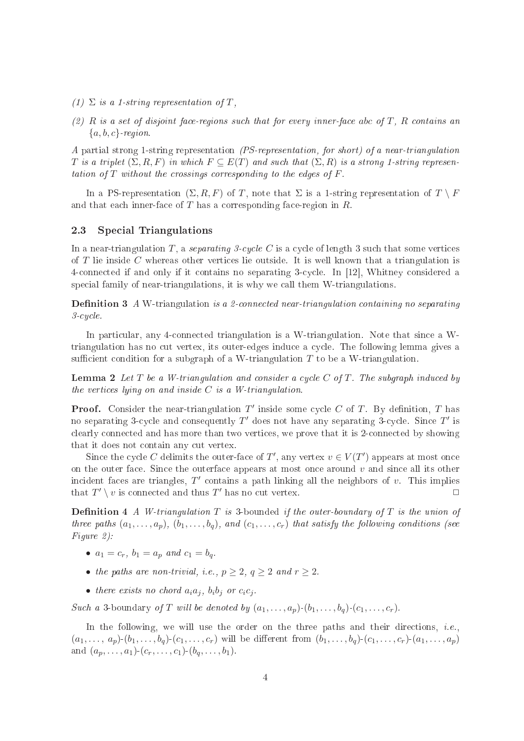*(1) $\Sigma$ is a 1-string representation of $T$,*

*(2) $R$ is a set of disjoint face-regions such that for every inner-face $abc$ of $T$, $R$ contains an $\{a, b, c\}$-region.*

A partial strong 1-string representation *(PS-representation, for short) of a near-triangulation $T$ is a triplet $(\Sigma, R, F)$ in which $F \subseteq E(T)$ and such that $(\Sigma, R)$ is a strong 1-string representation of $T$ without the crossings corresponding to the edges of $F$.*

In a PS-representation $(\Sigma, R, F)$ of $T$, note that $\Sigma$ is a 1-string representation of $T \setminus F$ and that each inner-face of $T$ has a corresponding face-region in $R$.

### 2.3 Special Triangulations

In a near-triangulation $T$, a *separating 3-cycle* $C$ is a cycle of length 3 such that some vertices of $T$ lie inside $C$ whereas other vertices lie outside. It is well known that a triangulation is 4-connected if and only if it contains no separating 3-cycle. In [12], Whitney considered a special family of near-triangulations, it is why we call them W-triangulations.

**Definition 3** *A* W-triangulation *is a 2-connected near-triangulation containing no separating 3-cycle.*

In particular, any 4-connected triangulation is a W-triangulation. Note that since a W-triangulation has no cut vertex, its outer-edges induce a cycle. The following lemma gives a sufficient condition for a subgraph of a W-triangulation $T$ to be a W-triangulation.

**Lemma 2** *Let $T$ be a W-triangulation and consider a cycle $C$ of $T$. The subgraph induced by the vertices lying on and inside $C$ is a W-triangulation.*

**Proof.** Consider the near-triangulation $T'$ inside some cycle $C$ of $T$. By definition, $T$ has no separating 3-cycle and consequently $T'$ does not have any separating 3-cycle. Since $T'$ is clearly connected and has more than two vertices, we prove that it is 2-connected by showing that it does not contain any cut vertex.

Since the cycle $C$ delimits the outer-face of $T'$, any vertex $v \in V(T')$ appears at most once on the outer face. Since the outerface appears at most once around $v$ and since all its other incident faces are triangles, $T'$ contains a path linking all the neighbors of $v$. This implies that $T' \setminus v$ is connected and thus $T'$ has no cut vertex. □

**Definition 4** *A W-triangulation $T$ is* 3-bounded *if the outer-boundary of $T$ is the union of three paths $(a_1, \ldots, a_p)$, $(b_1, \ldots, b_q)$, and $(c_1, \ldots, c_r)$ that satisfy the following conditions (see Figure 2):*

- *$a_1 = c_r$, $b_1 = a_p$ and $c_1 = b_q$.*
- *the paths are non-trivial, i.e., $p \geq 2$, $q \geq 2$ and $r \geq 2$.*
- *there exists no chord $a_ia_j$, $b_ib_j$ or $c_ic_j$.*

*Such a* 3-boundary *of $T$ will be denoted by $(a_1, \ldots, a_p)$-$(b_1, \ldots, b_q)$-$(c_1, \ldots, c_r)$.*

In the following, we will use the order on the three paths and their directions, *i.e.*, $(a_1, \ldots, a_p)$-$(b_1, \ldots, b_q)$-$(c_1, \ldots, c_r)$ will be different from $(b_1, \ldots, b_q)$-$(c_1, \ldots, c_r)$-$(a_1, \ldots, a_p)$ and $(a_p, \ldots, a_1)$-$(c_r, \ldots, c_1)$-$(b_q, \ldots, b_1)$.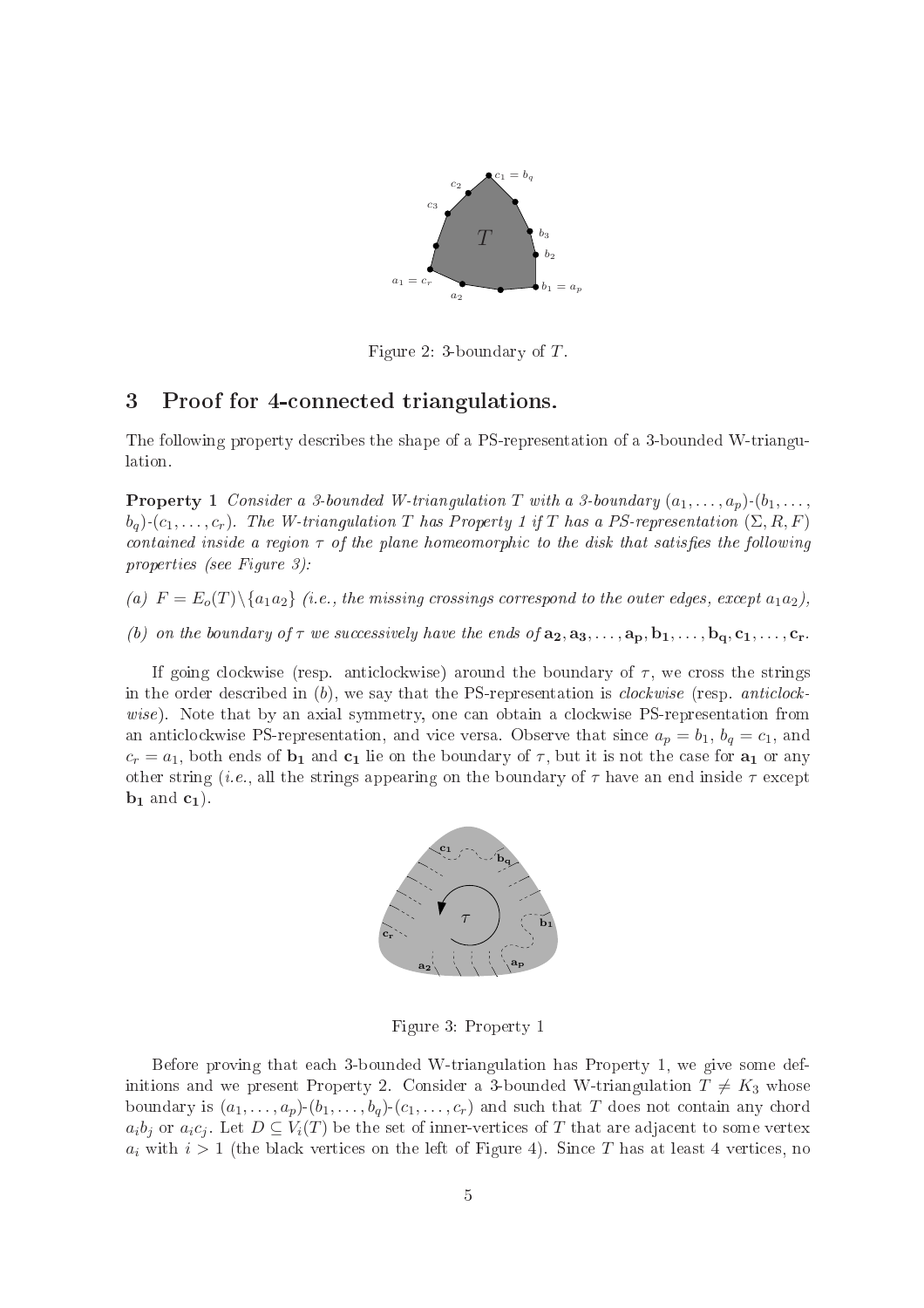Figure 2: 3-boundary of $T$.

## 3 Proof for 4-connected triangulations.

The following property describes the shape of a PS-representation of a 3-bounded W-triangulation.

**Property 1** *Consider a 3-bounded W-triangulation $T$ with a 3-boundary $(a_1, \ldots, a_p)$-$(b_1, \ldots, b_q)$-$(c_1, \ldots, c_r)$. The W-triangulation $T$ has Property 1 if $T$ has a PS-representation $(\Sigma, R, F)$ contained inside a region $\tau$ of the plane homeomorphic to the disk that satisfies the following properties (see Figure 3):*

*(a) $F = E_o(T)\backslash\{a_1a_2\}$ (i.e., the missing crossings correspond to the outer edges, except $a_1a_2$),*

*(b) on the boundary of $\tau$ we successively have the ends of $\mathbf{a_2}, \mathbf{a_3}, \ldots, \mathbf{a_p}, \mathbf{b_1}, \ldots, \mathbf{b_q}, \mathbf{c_1}, \ldots, \mathbf{c_r}$.*

If going clockwise (resp. anticlockwise) around the boundary of $\tau$, we cross the strings in the order described in $(b)$, we say that the PS-representation is *clockwise* (resp. *anticlockwise*). Note that by an axial symmetry, one can obtain a clockwise PS-representation from an anticlockwise PS-representation, and vice versa. Observe that since $a_p = b_1$, $b_q = c_1$, and $c_r = a_1$, both ends of $\mathbf{b_1}$ and $\mathbf{c_1}$ lie on the boundary of $\tau$, but it is not the case for $\mathbf{a_1}$ or any other string (*i.e.*, all the strings appearing on the boundary of $\tau$ have an end inside $\tau$ except $\mathbf{b_1}$ and $\mathbf{c_1}$).

Figure 3: Property 1

Before proving that each 3-bounded W-triangulation has Property 1, we give some definitions and we present Property 2. Consider a 3-bounded W-triangulation $T \neq K_3$ whose boundary is $(a_1, \ldots, a_p)$-$(b_1, \ldots, b_q)$-$(c_1, \ldots, c_r)$ and such that $T$ does not contain any chord $a_ib_j$ or $a_ic_j$. Let $D \subseteq V_i(T)$ be the set of inner-vertices of $T$ that are adjacent to some vertex $a_i$ with $i > 1$ (the black vertices on the left of Figure 4). Since $T$ has at least 4 vertices, no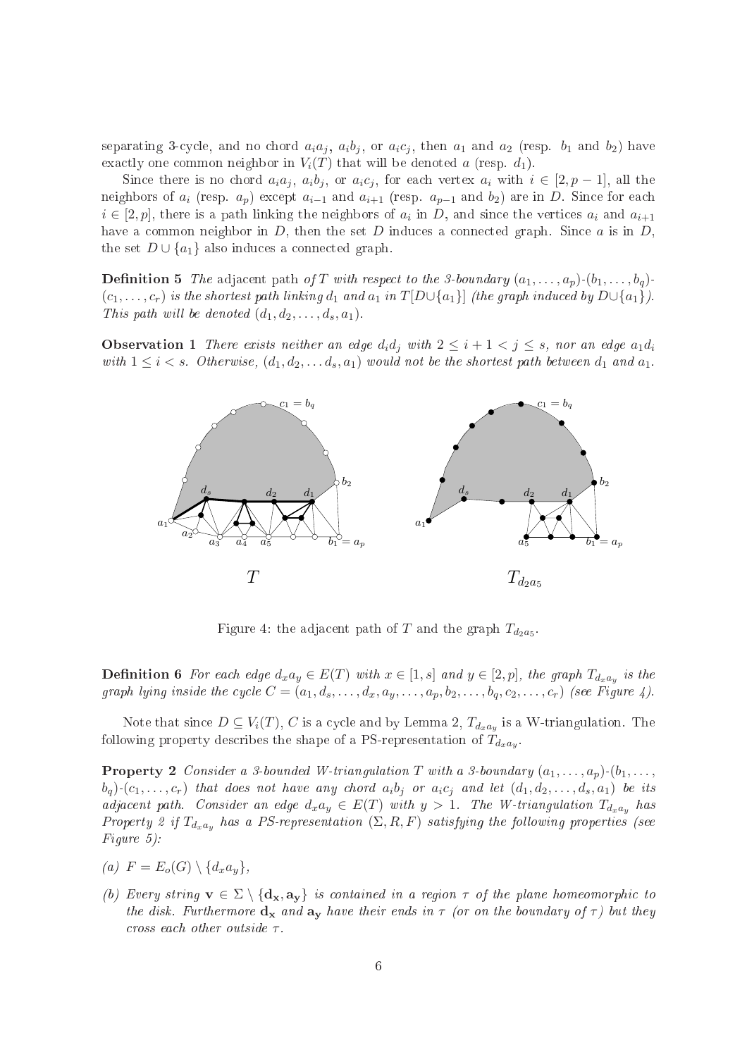separating 3-cycle, and no chord $a_ia_j$, $a_ib_j$, or $a_ic_j$, then $a_1$ and $a_2$ (resp. $b_1$ and $b_2$) have exactly one common neighbor in $V_i(T)$ that will be denoted $a$ (resp. $d_1$).

Since there is no chord $a_ia_j$, $a_ib_j$, or $a_ic_j$, for each vertex $a_i$ with $i \in [2, p-1]$, all the neighbors of $a_i$ (resp. $a_p$) except $a_{i-1}$ and $a_{i+1}$ (resp. $a_{p-1}$ and $b_2$) are in $D$. Since for each $i \in [2, p]$, there is a path linking the neighbors of $a_i$ in $D$, and since the vertices $a_i$ and $a_{i+1}$ have a common neighbor in $D$, then the set $D$ induces a connected graph. Since $a$ is in $D$, the set $D \cup \{a_1\}$ also induces a connected graph.

**Definition 5** *The* adjacent path *of $T$ with respect to the 3-boundary $(a_1, \ldots, a_p)$-$(b_1, \ldots, b_q)$-$(c_1, \ldots, c_r)$ is the shortest path linking $d_1$ and $a_1$ in $T[D \cup \{a_1\}]$ (the graph induced by $D \cup \{a_1\}$). This path will be denoted $(d_1, d_2, \ldots, d_s, a_1)$.*

**Observation 1** *There exists neither an edge $d_id_j$ with $2 \leq i+1 < j \leq s$, nor an edge $a_1d_i$ with $1 \leq i < s$. Otherwise, $(d_1, d_2, \ldots d_s, a_1)$ would not be the shortest path between $d_1$ and $a_1$.*

Figure 4: the adjacent path of $T$ and the graph $T_{d_2a_5}$.

**Definition 6** *For each edge $d_xa_y \in E(T)$ with $x \in [1, s]$ and $y \in [2, p]$, the graph $T_{d_xa_y}$ is the graph lying inside the cycle $C = (a_1, d_s, \ldots, d_x, a_y, \ldots, a_p, b_2, \ldots, b_q, c_2, \ldots, c_r)$ (see Figure 4).*

Note that since $D \subseteq V_i(T)$, $C$ is a cycle and by Lemma 2, $T_{d_xa_y}$ is a W-triangulation. The following property describes the shape of a PS-representation of $T_{d_xa_y}$.

**Property 2** *Consider a 3-bounded W-triangulation $T$ with a 3-boundary $(a_1, \ldots, a_p)$-$(b_1, \ldots, b_q)$-$(c_1, \ldots, c_r)$ that does not have any chord $a_ib_j$ or $a_ic_j$ and let $(d_1, d_2, \ldots, d_s, a_1)$ be its adjacent path. Consider an edge $d_xa_y \in E(T)$ with $y > 1$. The W-triangulation $T_{d_xa_y}$ has Property 2 if $T_{d_xa_y}$ has a PS-representation $(\Sigma, R, F)$ satisfying the following properties (see Figure 5):*

*(a) $F = E_o(G) \setminus \{d_xa_y\}$,*

*(b) Every string $\mathbf{v} \in \Sigma \setminus \{\mathbf{d_x}, \mathbf{a_y}\}$ is contained in a region $\tau$ of the plane homeomorphic to the disk. Furthermore $\mathbf{d_x}$ and $\mathbf{a_y}$ have their ends in $\tau$ (or on the boundary of $\tau$) but they cross each other outside $\tau$.*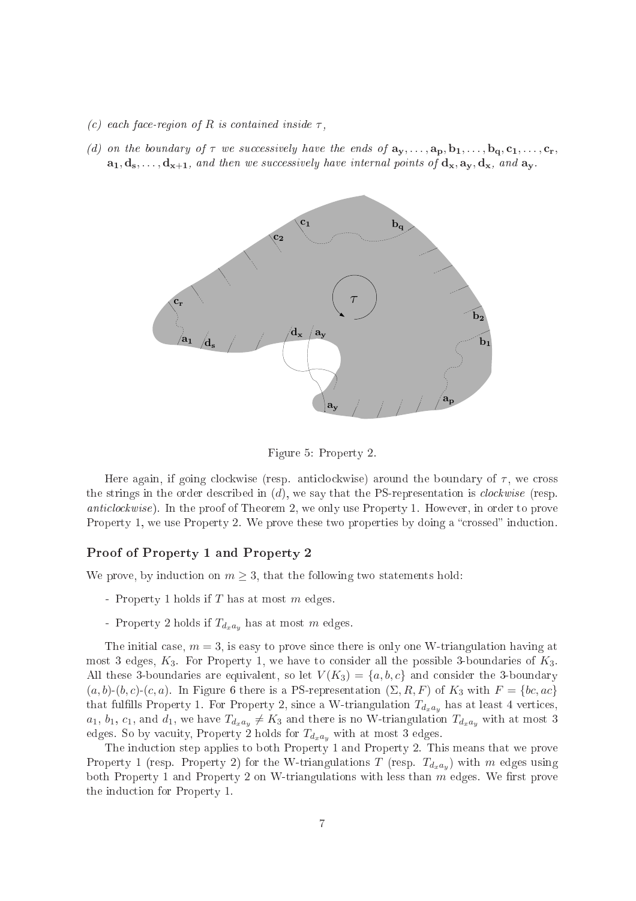(c) *each face-region of R is contained inside $\tau$,*

(d) *on the boundary of $\tau$ we successively have the ends of $\mathbf{a_y}, \ldots, \mathbf{a_p}, \mathbf{b_1}, \ldots, \mathbf{b_q}, \mathbf{c_1}, \ldots, \mathbf{c_r}$, $\mathbf{a_1}, \mathbf{d_s}, \ldots, \mathbf{d_{x+1}}$, and then we successively have internal points of $\mathbf{d_x}, \mathbf{a_y}, \mathbf{d_x}$, and $\mathbf{a_y}$.*

Figure 5: Property 2.

Here again, if going clockwise (resp. anticlockwise) around the boundary of $\tau$, we cross the strings in the order described in $(d)$, we say that the PS-representation is *clockwise* (resp. *anticlockwise*). In the proof of Theorem 2, we only use Property 1. However, in order to prove Property 1, we use Property 2. We prove these two properties by doing a "crossed" induction.

### Proof of Property 1 and Property 2

We prove, by induction on $m \geq 3$, that the following two statements hold:

- Property 1 holds if $T$ has at most $m$ edges.
- Property 2 holds if $T_{d_x a_y}$ has at most $m$ edges.

The initial case, $m = 3$, is easy to prove since there is only one W-triangulation having at most 3 edges, $K_3$. For Property 1, we have to consider all the possible 3-boundaries of $K_3$. All these 3-boundaries are equivalent, so let $V(K_3) = \{a, b, c\}$ and consider the 3-boundary $(a, b)$-$(b, c)$-$(c, a)$. In Figure 6 there is a PS-representation $(\Sigma, R, F)$ of $K_3$ with $F = \{bc, ac\}$ that fulfills Property 1. For Property 2, since a W-triangulation $T_{d_x a_y}$ has at least 4 vertices, $a_1$, $b_1$, $c_1$, and $d_1$, we have $T_{d_x a_y} \neq K_3$ and there is no W-triangulation $T_{d_x a_y}$ with at most 3 edges. So by vacuity, Property 2 holds for $T_{d_x a_y}$ with at most 3 edges.

The induction step applies to both Property 1 and Property 2. This means that we prove Property 1 (resp. Property 2) for the W-triangulations $T$ (resp. $T_{d_x a_y}$) with $m$ edges using both Property 1 and Property 2 on W-triangulations with less than $m$ edges. We first prove the induction for Property 1.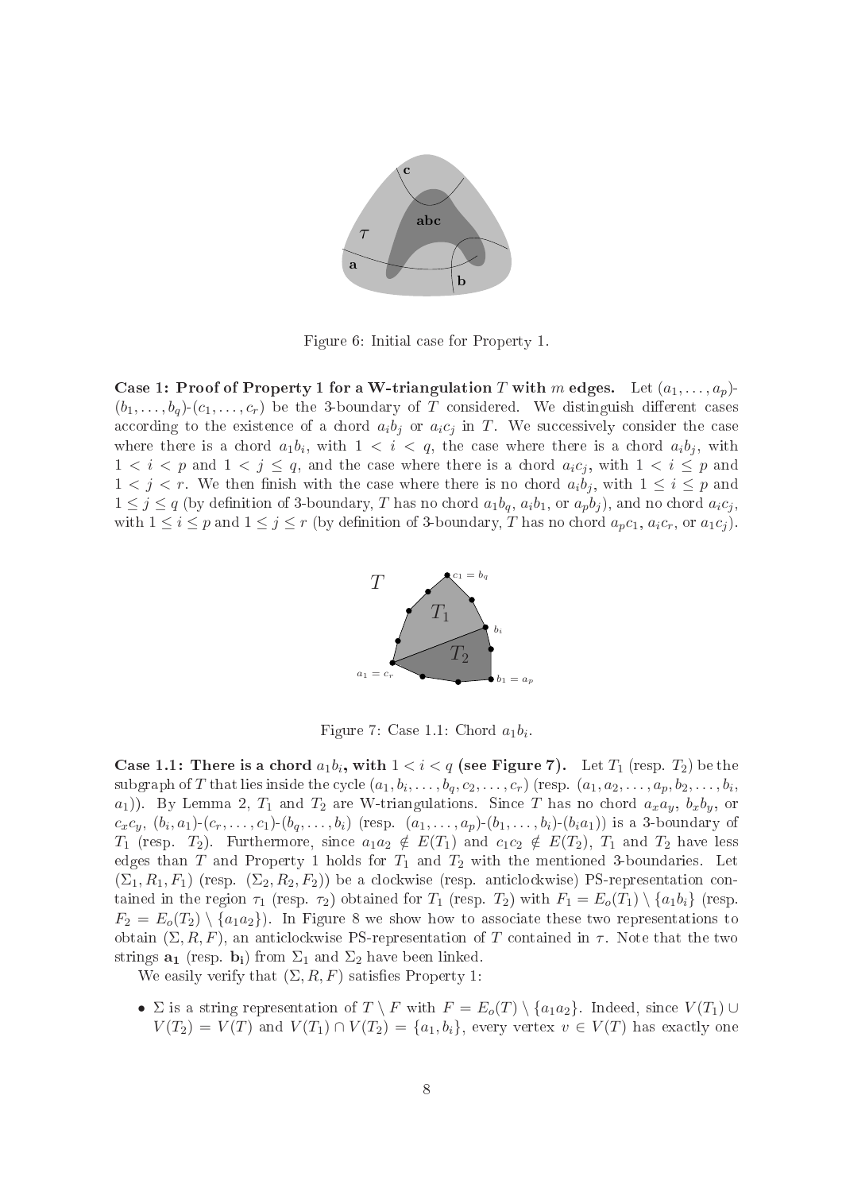Figure 6: Initial case for Property 1.

**Case 1: Proof of Property 1 for a W-triangulation $T$ with $m$ edges.** Let $(a_1, \ldots, a_p)$-$(b_1, \ldots, b_q)$-$(c_1, \ldots, c_r)$ be the 3-boundary of $T$ considered. We distinguish different cases according to the existence of a chord $a_ib_j$ or $a_ic_j$ in $T$. We successively consider the case where there is a chord $a_1b_i$, with $1 < i < q$, the case where there is a chord $a_ib_j$, with $1 < i < p$ and $1 < j \leq q$, and the case where there is a chord $a_ic_j$, with $1 < i \leq p$ and $1 < j < r$. We then finish with the case where there is no chord $a_ib_j$, with $1 \leq i \leq p$ and $1 \leq j \leq q$ (by definition of 3-boundary, $T$ has no chord $a_1b_q$, $a_ib_1$, or $a_pb_j$), and no chord $a_ic_j$, with $1 \leq i \leq p$ and $1 \leq j \leq r$ (by definition of 3-boundary, $T$ has no chord $a_pc_1$, $a_ic_r$, or $a_1c_j$).

Figure 7: Case 1.1: Chord $a_1b_i$.

**Case 1.1: There is a chord $a_1b_i$, with $1 < i < q$ (see Figure 7).** Let $T_1$ (resp. $T_2$) be the subgraph of $T$ that lies inside the cycle $(a_1, b_i, \ldots, b_q, c_2, \ldots, c_r)$ (resp. $(a_1, a_2, \ldots, a_p, b_2, \ldots, b_i, a_1)$). By Lemma 2, $T_1$ and $T_2$ are W-triangulations. Since $T$ has no chord $a_xa_y$, $b_xb_y$, or $c_xc_y$, $(b_i, a_1)$-$(c_r, \ldots, c_1)$-$(b_q, \ldots, b_i)$ (resp. $(a_1, \ldots, a_p)$-$(b_1, \ldots, b_i)$-$(b_ia_1)$) is a 3-boundary of $T_1$ (resp. $T_2$). Furthermore, since $a_1a_2 \notin E(T_1)$ and $c_1c_2 \notin E(T_2)$, $T_1$ and $T_2$ have less edges than $T$ and Property 1 holds for $T_1$ and $T_2$ with the mentioned 3-boundaries. Let $(\Sigma_1, R_1, F_1)$ (resp. $(\Sigma_2, R_2, F_2)$) be a clockwise (resp. anticlockwise) PS-representation contained in the region $\tau_1$ (resp. $\tau_2$) obtained for $T_1$ (resp. $T_2$) with $F_1 = E_o(T_1) \setminus \{a_1b_i\}$ (resp. $F_2 = E_o(T_2) \setminus \{a_1a_2\}$). In Figure 8 we show how to associate these two representations to obtain $(\Sigma, R, F)$, an anticlockwise PS-representation of $T$ contained in $\tau$. Note that the two strings $\mathbf{a_1}$ (resp. $\mathbf{b_i}$) from $\Sigma_1$ and $\Sigma_2$ have been linked.

We easily verify that $(\Sigma, R, F)$ satisfies Property 1:

- $\Sigma$ is a string representation of $T \setminus F$ with $F = E_o(T) \setminus \{a_1a_2\}$. Indeed, since $V(T_1) \cup V(T_2) = V(T)$ and $V(T_1) \cap V(T_2) = \{a_1, b_i\}$, every vertex $v \in V(T)$ has exactly one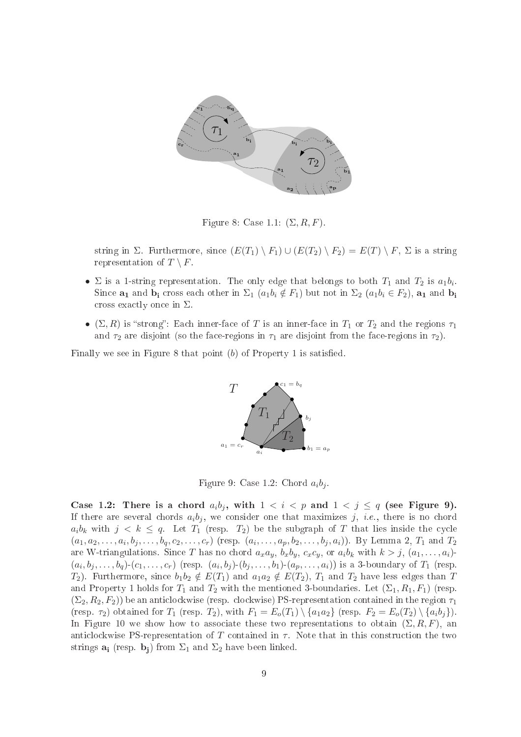Figure 8: Case 1.1: $(\Sigma, R, F)$.

string in $\Sigma$. Furthermore, since $(E(T_1) \setminus F_1) \cup (E(T_2) \setminus F_2) = E(T) \setminus F$, $\Sigma$ is a string representation of $T \setminus F$.

- $\Sigma$ is a 1-string representation. The only edge that belongs to both $T_1$ and $T_2$ is $a_1 b_i$. Since $\mathbf{a_1}$ and $\mathbf{b_i}$ cross each other in $\Sigma_1$ ($a_1 b_i \notin F_1$) but not in $\Sigma_2$ ($a_1 b_i \in F_2$), $\mathbf{a_1}$ and $\mathbf{b_i}$ cross exactly once in $\Sigma$.
- $(\Sigma, R)$ is "strong": Each inner-face of $T$ is an inner-face in $T_1$ or $T_2$ and the regions $\tau_1$ and $\tau_2$ are disjoint (so the face-regions in $\tau_1$ are disjoint from the face-regions in $\tau_2$).

Finally we see in Figure 8 that point $(b)$ of Property 1 is satisfied.

Figure 9: Case 1.2: Chord $a_i b_j$.

**Case 1.2: There is a chord $a_i b_j$, with $1 < i < p$ and $1 < j \leq q$ (see Figure 9).** If there are several chords $a_i b_j$, we consider one that maximizes $j$, *i.e.*, there is no chord $a_i b_k$ with $j < k \leq q$. Let $T_1$ (resp. $T_2$) be the subgraph of $T$ that lies inside the cycle $(a_1, a_2, \ldots, a_i, b_j, \ldots, b_q, c_2, \ldots, c_r)$ (resp. $(a_i, \ldots, a_p, b_2, \ldots, b_j, a_i)$). By Lemma 2, $T_1$ and $T_2$ are W-triangulations. Since $T$ has no chord $a_x a_y$, $b_x b_y$, $c_x c_y$, or $a_i b_k$ with $k > j$, $(a_1, \ldots, a_i)$-$(a_i, b_j, \ldots, b_q)$-$(c_1, \ldots, c_r)$ (resp. $(a_i, b_j)$-$(b_j, \ldots, b_1)$-$(a_p, \ldots, a_i)$) is a 3-boundary of $T_1$ (resp. $T_2$). Furthermore, since $b_1 b_2 \notin E(T_1)$ and $a_1 a_2 \notin E(T_2)$, $T_1$ and $T_2$ have less edges than $T$ and Property 1 holds for $T_1$ and $T_2$ with the mentioned 3-boundaries. Let $(\Sigma_1, R_1, F_1)$ (resp. $(\Sigma_2, R_2, F_2)$) be an anticlockwise (resp. clockwise) PS-representation contained in the region $\tau_1$ (resp. $\tau_2$) obtained for $T_1$ (resp. $T_2$), with $F_1 = E_o(T_1) \setminus \{a_1 a_2\}$ (resp. $F_2 = E_o(T_2) \setminus \{a_i b_j\}$). In Figure 10 we show how to associate these two representations to obtain $(\Sigma, R, F)$, an anticlockwise PS-representation of $T$ contained in $\tau$. Note that in this construction the two strings $\mathbf{a_i}$ (resp. $\mathbf{b_j}$) from $\Sigma_1$ and $\Sigma_2$ have been linked.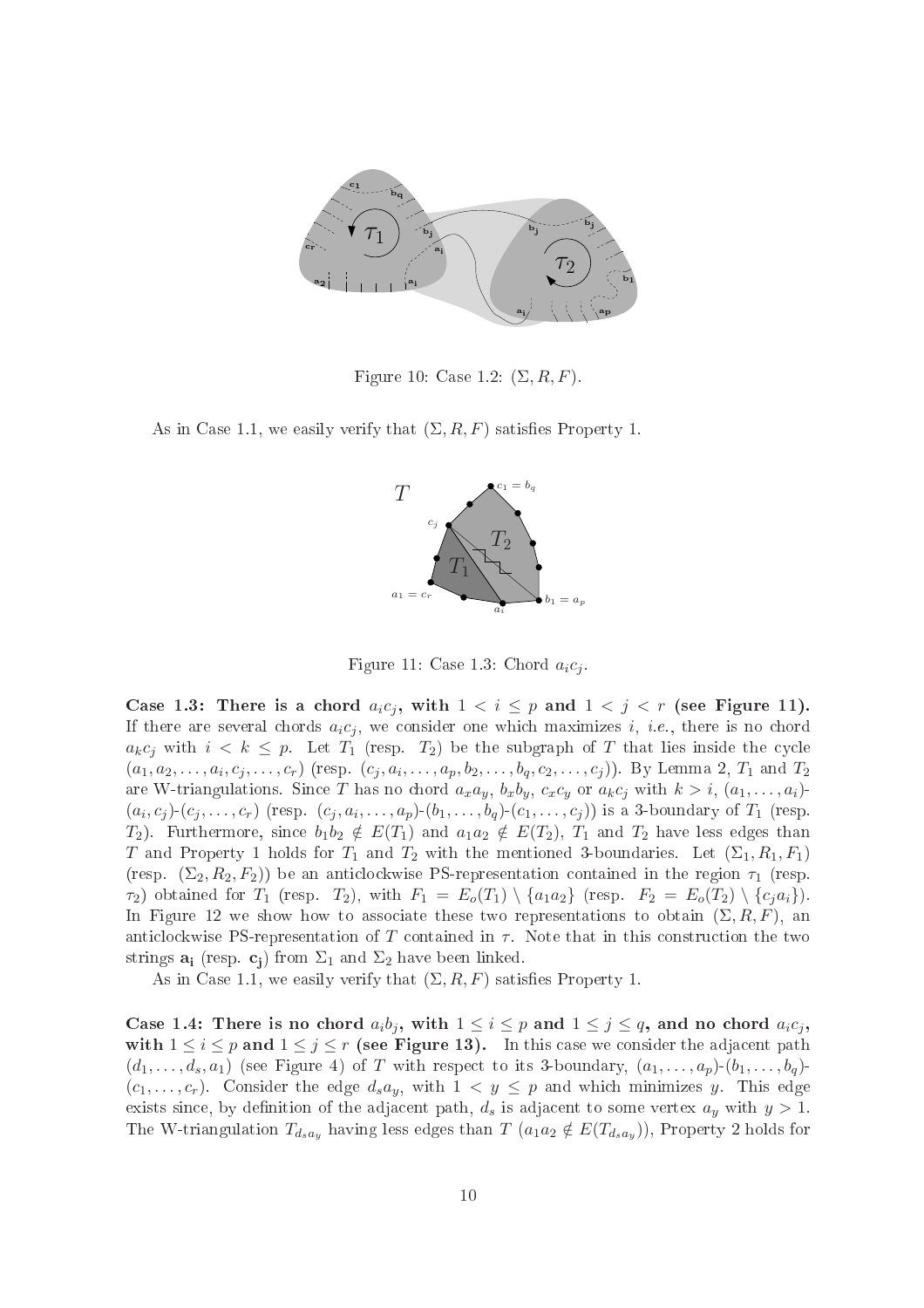Figure 10: Case 1.2: $(\Sigma, R, F)$.

As in Case 1.1, we easily verify that $(\Sigma, R, F)$ satisfies Property 1.

Figure 11: Case 1.3: Chord $a_i c_j$.

**Case 1.3: There is a chord $a_i c_j$, with $1 < i \le p$ and $1 < j < r$ (see Figure 11).** If there are several chords $a_i c_j$, we consider one which maximizes $i$, *i.e.*, there is no chord $a_k c_j$ with $i < k \le p$. Let $T_1$ (resp. $T_2$) be the subgraph of $T$ that lies inside the cycle $(a_1, a_2, \ldots, a_i, c_j, \ldots, c_r)$ (resp. $(c_j, a_i, \ldots, a_p, b_2, \ldots, b_q, c_2, \ldots, c_j)$). By Lemma 2, $T_1$ and $T_2$ are W-triangulations. Since $T$ has no chord $a_x a_y$, $b_x b_y$, $c_x c_y$ or $a_k c_j$ with $k > i$, $(a_1, \ldots, a_i)$-$(a_i, c_j)$-$(c_j, \ldots, c_r)$ (resp. $(c_j, a_i, \ldots, a_p)$-$(b_1, \ldots, b_q)$-$(c_1, \ldots, c_j)$) is a 3-boundary of $T_1$ (resp. $T_2$). Furthermore, since $b_1 b_2 \notin E(T_1)$ and $a_1 a_2 \notin E(T_2)$, $T_1$ and $T_2$ have less edges than $T$ and Property 1 holds for $T_1$ and $T_2$ with the mentioned 3-boundaries. Let $(\Sigma_1, R_1, F_1)$ (resp. $(\Sigma_2, R_2, F_2)$) be an anticlockwise PS-representation contained in the region $\tau_1$ (resp. $\tau_2$) obtained for $T_1$ (resp. $T_2$), with $F_1 = E_o(T_1) \setminus \{a_1 a_2\}$ (resp. $F_2 = E_o(T_2) \setminus \{c_j a_i\}$). In Figure 12 we show how to associate these two representations to obtain $(\Sigma, R, F)$, an anticlockwise PS-representation of $T$ contained in $\tau$. Note that in this construction the two strings $\mathbf{a_i}$ (resp. $\mathbf{c_j}$) from $\Sigma_1$ and $\Sigma_2$ have been linked.

As in Case 1.1, we easily verify that $(\Sigma, R, F)$ satisfies Property 1.

**Case 1.4: There is no chord $a_i b_j$, with $1 \le i \le p$ and $1 \le j \le q$, and no chord $a_i c_j$, with $1 \le i \le p$ and $1 \le j \le r$ (see Figure 13).** In this case we consider the adjacent path $(d_1, \ldots, d_s, a_1)$ (see Figure 4) of $T$ with respect to its 3-boundary, $(a_1, \ldots, a_p)$-$(b_1, \ldots, b_q)$-$(c_1, \ldots, c_r)$. Consider the edge $d_s a_y$, with $1 < y \le p$ and which minimizes $y$. This edge exists since, by definition of the adjacent path, $d_s$ is adjacent to some vertex $a_y$ with $y > 1$. The W-triangulation $T_{d_s a_y}$ having less edges than $T$ ($a_1 a_2 \notin E(T_{d_s a_y})$), Property 2 holds for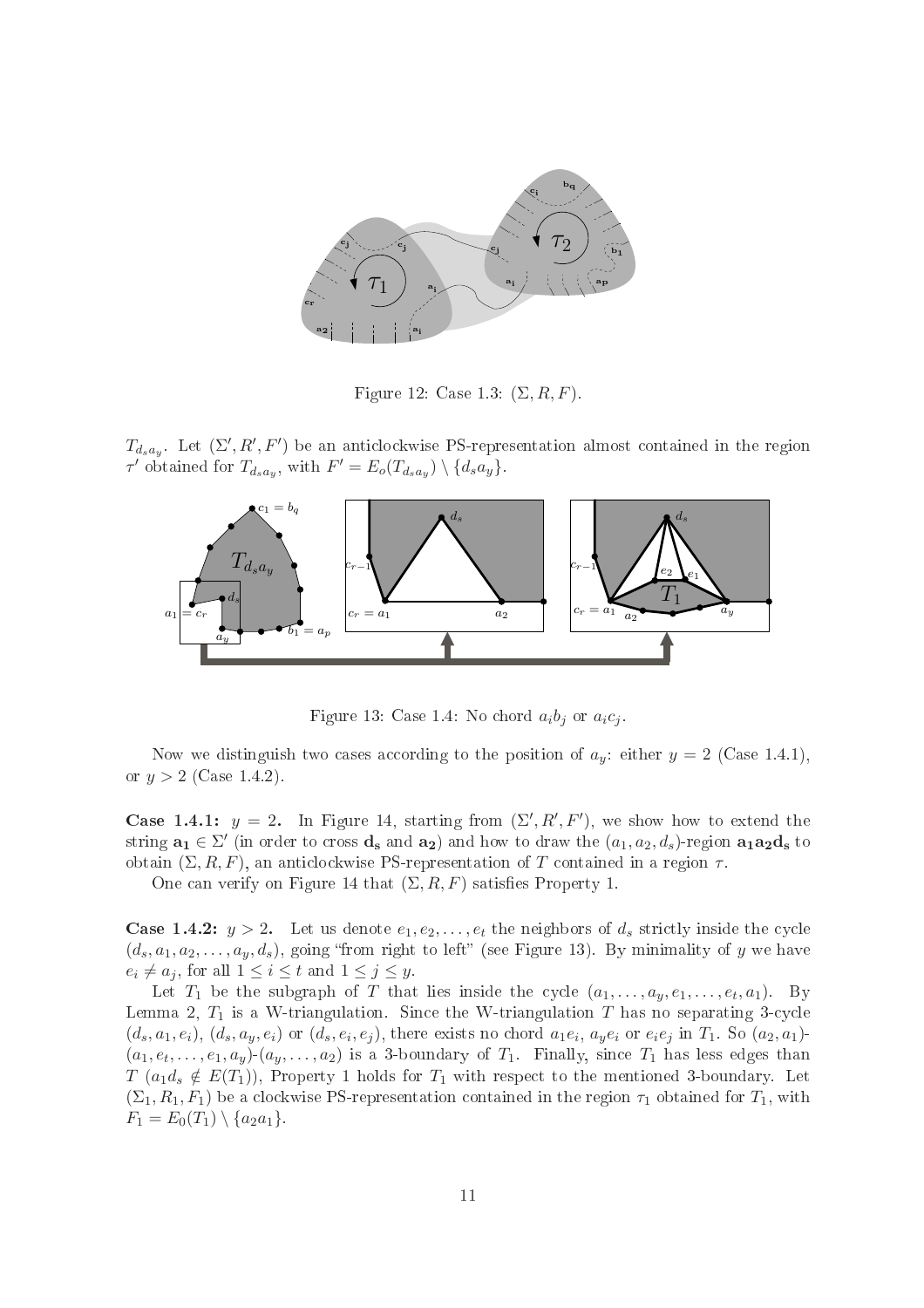Figure 12: Case 1.3: $(\Sigma, R, F)$.

$T_{d_s a_y}$. Let $(\Sigma', R', F')$ be an anticlockwise PS-representation almost contained in the region $\tau'$ obtained for $T_{d_s a_y}$, with $F' = E_o(T_{d_s a_y}) \setminus \{d_s a_y\}$.

Figure 13: Case 1.4: No chord $a_i b_j$ or $a_i c_j$.

Now we distinguish two cases according to the position of $a_y$: either $y = 2$ (Case 1.4.1), or $y > 2$ (Case 1.4.2).

**Case 1.4.1:** $y = 2$. In Figure 14, starting from $(\Sigma', R', F')$, we show how to extend the string $\mathbf{a_1} \in \Sigma'$ (in order to cross $\mathbf{d_s}$ and $\mathbf{a_2}$) and how to draw the $(a_1, a_2, d_s)$-region $\mathbf{a_1 a_2 d_s}$ to obtain $(\Sigma, R, F)$, an anticlockwise PS-representation of $T$ contained in a region $\tau$.

One can verify on Figure 14 that $(\Sigma, R, F)$ satisfies Property 1.

**Case 1.4.2:** $y > 2$. Let us denote $e_1, e_2, \ldots, e_t$ the neighbors of $d_s$ strictly inside the cycle $(d_s, a_1, a_2, \ldots, a_y, d_s)$, going "from right to left" (see Figure 13). By minimality of $y$ we have $e_i \neq a_j$, for all $1 \leq i \leq t$ and $1 \leq j \leq y$.

Let $T_1$ be the subgraph of $T$ that lies inside the cycle $(a_1, \ldots, a_y, e_1, \ldots, e_t, a_1)$. By Lemma 2, $T_1$ is a W-triangulation. Since the W-triangulation $T$ has no separating 3-cycle $(d_s, a_1, e_i)$, $(d_s, a_y, e_i)$ or $(d_s, e_i, e_j)$, there exists no chord $a_1 e_i$, $a_y e_i$ or $e_i e_j$ in $T_1$. So $(a_2, a_1)$-$(a_1, e_t, \ldots, e_1, a_y)$-$(a_y, \ldots, a_2)$ is a 3-boundary of $T_1$. Finally, since $T_1$ has less edges than $T$ ($a_1 d_s \notin E(T_1)$), Property 1 holds for $T_1$ with respect to the mentioned 3-boundary. Let $(\Sigma_1, R_1, F_1)$ be a clockwise PS-representation contained in the region $\tau_1$ obtained for $T_1$, with $F_1 = E_0(T_1) \setminus \{a_2 a_1\}$.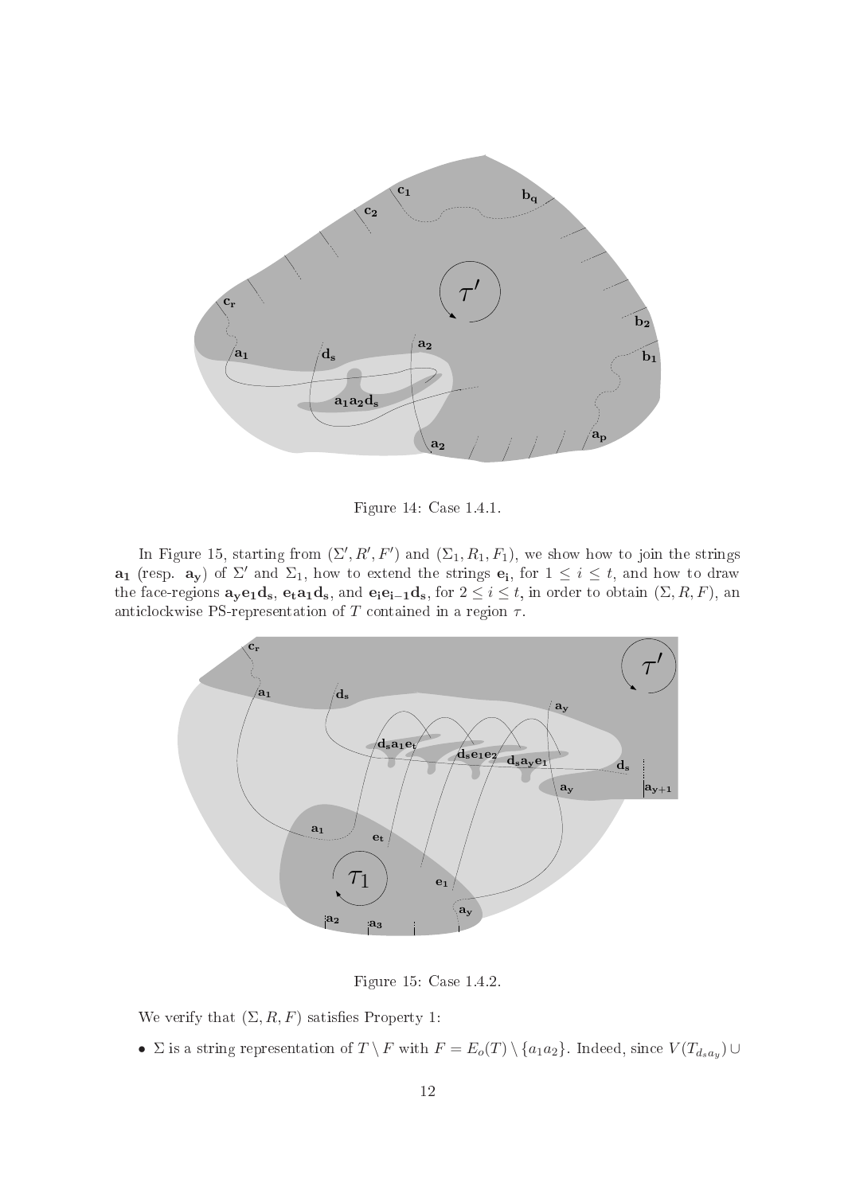Figure 14: Case 1.4.1.

In Figure 15, starting from $(\Sigma', R', F')$ and $(\Sigma_1, R_1, F_1)$, we show how to join the strings $\mathbf{a_1}$ (resp. $\mathbf{a_y}$) of $\Sigma'$ and $\Sigma_1$, how to extend the strings $\mathbf{e_i}$, for $1 \leq i \leq t$, and how to draw the face-regions $\mathbf{a_y e_1 d_s}$, $\mathbf{e_t a_1 d_s}$, and $\mathbf{e_i e_{i-1} d_s}$, for $2 \leq i \leq t$, in order to obtain $(\Sigma, R, F)$, an anticlockwise PS-representation of $T$ contained in a region $\tau$.

Figure 15: Case 1.4.2.

We verify that $(\Sigma, R, F)$ satisfies Property 1:

- $\Sigma$ is a string representation of $T \setminus F$ with $F = E_o(T) \setminus \{a_1 a_2\}$. Indeed, since $V(T_{d_s a_y}) \cup$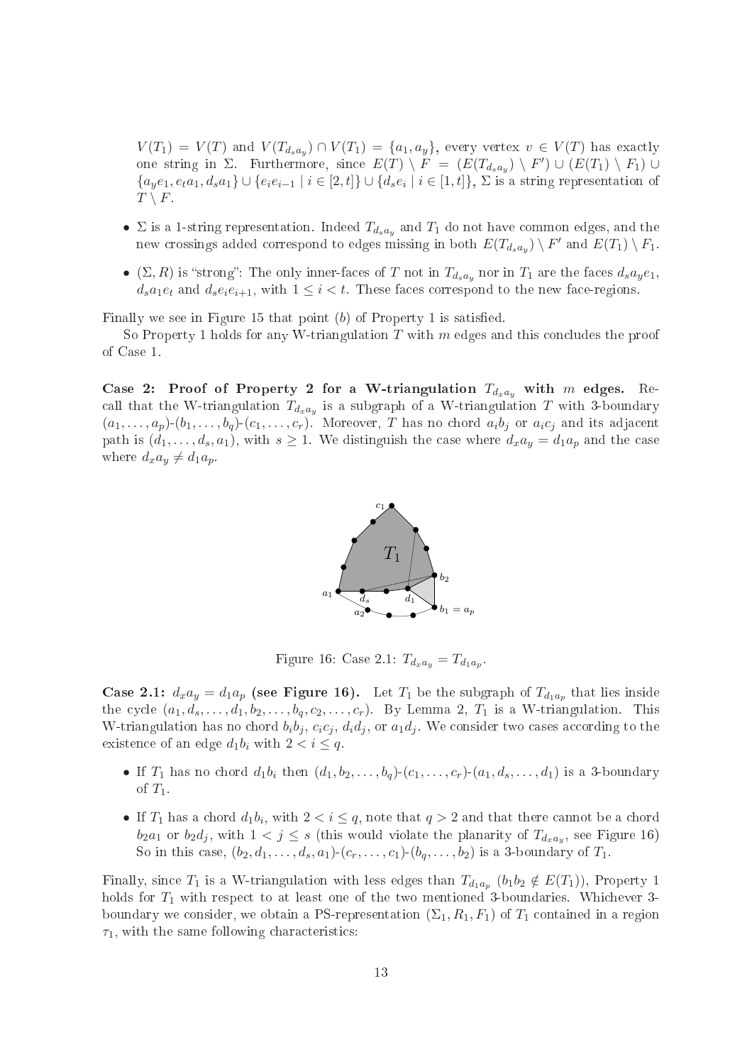$V(T_1) = V(T)$ and $V(T_{d_s a_y}) \cap V(T_1) = \{a_1, a_y\}$, every vertex $v \in V(T)$ has exactly one string in $\Sigma$. Furthermore, since $E(T) \setminus F = (E(T_{d_s a_y}) \setminus F') \cup (E(T_1) \setminus F_1) \cup \{a_y e_1, e_t a_1, d_s a_1\} \cup \{e_i e_{i-1} \mid i \in [2,t]\} \cup \{d_s e_i \mid i \in [1,t]\}$, $\Sigma$ is a string representation of $T \setminus F$.

- $\Sigma$ is a 1-string representation. Indeed $T_{d_s a_y}$ and $T_1$ do not have common edges, and the new crossings added correspond to edges missing in both $E(T_{d_s a_y}) \setminus F'$ and $E(T_1) \setminus F_1$.
- $(\Sigma, R)$ is "strong": The only inner-faces of $T$ not in $T_{d_s a_y}$ nor in $T_1$ are the faces $d_s a_y e_1$, $d_s a_1 e_t$ and $d_s e_i e_{i+1}$, with $1 \leq i < t$. These faces correspond to the new face-regions.

Finally we see in Figure 15 that point $(b)$ of Property 1 is satisfied.

So Property 1 holds for any W-triangulation $T$ with $m$ edges and this concludes the proof of Case 1.

**Case 2: Proof of Property 2 for a W-triangulation $T_{d_x a_y}$ with $m$ edges.** Recall that the W-triangulation $T_{d_x a_y}$ is a subgraph of a W-triangulation $T$ with 3-boundary $(a_1, \ldots, a_p)$-$(b_1, \ldots, b_q)$-$(c_1, \ldots, c_r)$. Moreover, $T$ has no chord $a_i b_j$ or $a_i c_j$ and its adjacent path is $(d_1, \ldots, d_s, a_1)$, with $s \geq 1$. We distinguish the case where $d_x a_y = d_1 a_p$ and the case where $d_x a_y \neq d_1 a_p$.

Figure 16: Case 2.1: $T_{d_x a_y} = T_{d_1 a_p}$.

**Case 2.1: $d_x a_y = d_1 a_p$ (see Figure 16).** Let $T_1$ be the subgraph of $T_{d_1 a_p}$ that lies inside the cycle $(a_1, d_s, \ldots, d_1, b_2, \ldots, b_q, c_2, \ldots, c_r)$. By Lemma 2, $T_1$ is a W-triangulation. This W-triangulation has no chord $b_i b_j$, $c_i c_j$, $d_i d_j$, or $a_1 d_j$. We consider two cases according to the existence of an edge $d_1 b_i$ with $2 < i \leq q$.

- If $T_1$ has no chord $d_1 b_i$ then $(d_1, b_2, \ldots, b_q)$-$(c_1, \ldots, c_r)$-$(a_1, d_s, \ldots, d_1)$ is a 3-boundary of $T_1$.
- If $T_1$ has a chord $d_1 b_i$, with $2 < i \leq q$, note that $q > 2$ and that there cannot be a chord $b_2 a_1$ or $b_2 d_j$, with $1 < j \leq s$ (this would violate the planarity of $T_{d_x a_y}$, see Figure 16) So in this case, $(b_2, d_1, \ldots, d_s, a_1)$-$(c_r, \ldots, c_1)$-$(b_q, \ldots, b_2)$ is a 3-boundary of $T_1$.

Finally, since $T_1$ is a W-triangulation with less edges than $T_{d_1 a_p}$ ($b_1 b_2 \notin E(T_1)$), Property 1 holds for $T_1$ with respect to at least one of the two mentioned 3-boundaries. Whichever 3-boundary we consider, we obtain a PS-representation $(\Sigma_1, R_1, F_1)$ of $T_1$ contained in a region $\tau_1$, with the same following characteristics: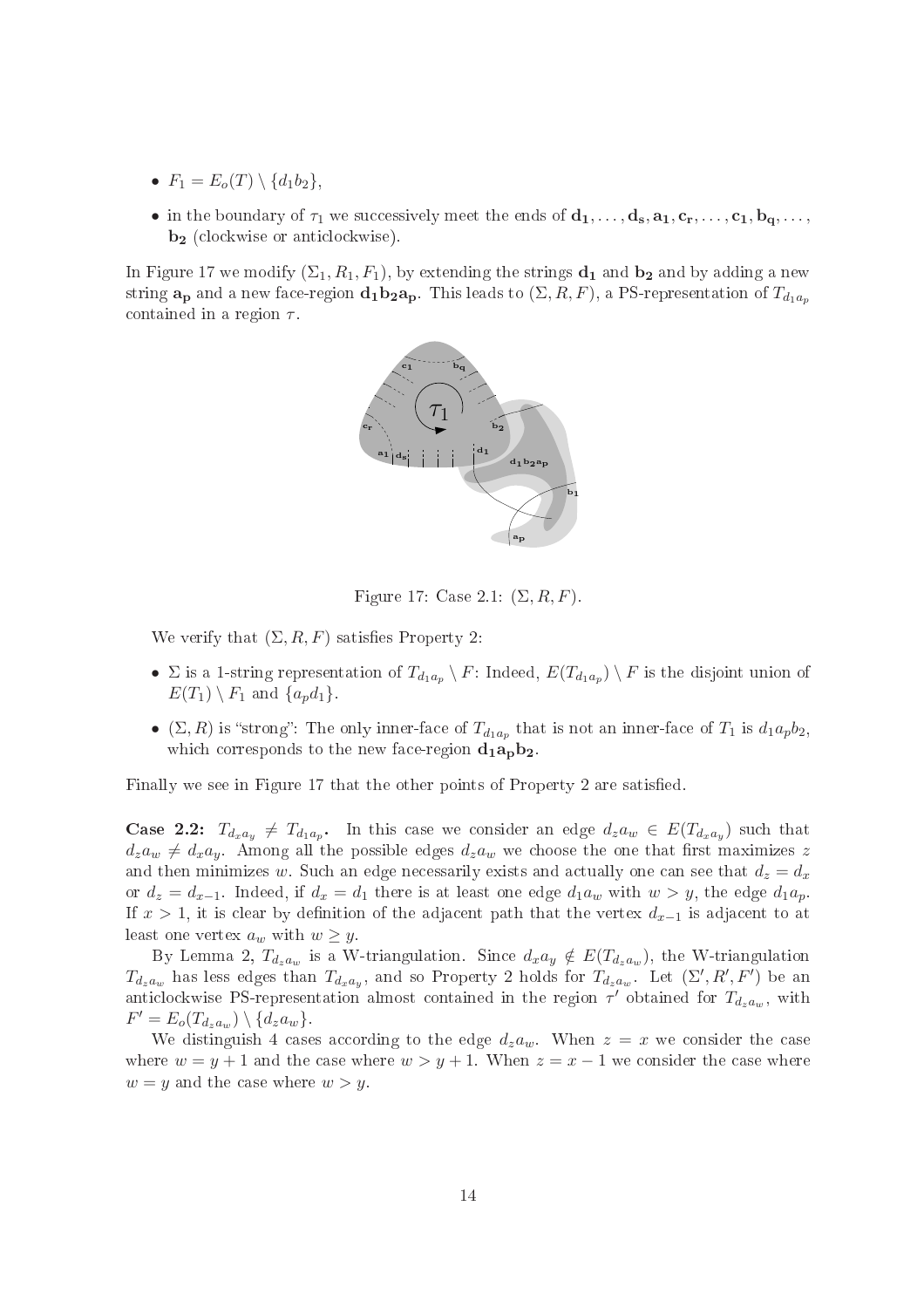- $F_1 = E_o(T) \setminus \{d_1b_2\}$,
- in the boundary of $\tau_1$ we successively meet the ends of $\mathbf{d_1}, \dots, \mathbf{d_s}, \mathbf{a_1}, \mathbf{c_r}, \dots, \mathbf{c_1}, \mathbf{b_q}, \dots,$ $\mathbf{b_2}$ (clockwise or anticlockwise).

In Figure 17 we modify $(\Sigma_1, R_1, F_1)$, by extending the strings $\mathbf{d_1}$ and $\mathbf{b_2}$ and by adding a new string $\mathbf{a_p}$ and a new face-region $\mathbf{d_1b_2a_p}$. This leads to $(\Sigma, R, F)$, a PS-representation of $T_{d_1a_p}$ contained in a region $\tau$.

Figure 17: Case 2.1: $(\Sigma, R, F)$.

We verify that $(\Sigma, R, F)$ satisfies Property 2:

- $\Sigma$ is a 1-string representation of $T_{d_1a_p} \setminus F$: Indeed, $E(T_{d_1a_p}) \setminus F$ is the disjoint union of $E(T_1) \setminus F_1$ and $\{a_pd_1\}$.
- $(\Sigma, R)$ is "strong": The only inner-face of $T_{d_1a_p}$ that is not an inner-face of $T_1$ is $d_1a_pb_2$, which corresponds to the new face-region $\mathbf{d_1a_pb_2}$.

Finally we see in Figure 17 that the other points of Property 2 are satisfied.

**Case 2.2:** $T_{d_xa_y} \neq T_{d_1a_p}$**.** In this case we consider an edge $d_za_w \in E(T_{d_xa_y})$ such that $d_za_w \neq d_xa_y$. Among all the possible edges $d_za_w$ we choose the one that first maximizes $z$ and then minimizes $w$. Such an edge necessarily exists and actually one can see that $d_z = d_x$ or $d_z = d_{x-1}$. Indeed, if $d_x = d_1$ there is at least one edge $d_1a_w$ with $w > y$, the edge $d_1a_p$. If $x > 1$, it is clear by definition of the adjacent path that the vertex $d_{x-1}$ is adjacent to at least one vertex $a_w$ with $w \geq y$.

By Lemma 2, $T_{d_za_w}$ is a W-triangulation. Since $d_xa_y \notin E(T_{d_za_w})$, the W-triangulation $T_{d_za_w}$ has less edges than $T_{d_xa_y}$, and so Property 2 holds for $T_{d_za_w}$. Let $(\Sigma', R', F')$ be an anticlockwise PS-representation almost contained in the region $\tau'$ obtained for $T_{d_za_w}$, with $F' = E_o(T_{d_za_w}) \setminus \{d_za_w\}$.

We distinguish 4 cases according to the edge $d_za_w$. When $z = x$ we consider the case where $w = y + 1$ and the case where $w > y + 1$. When $z = x - 1$ we consider the case where $w = y$ and the case where $w > y$.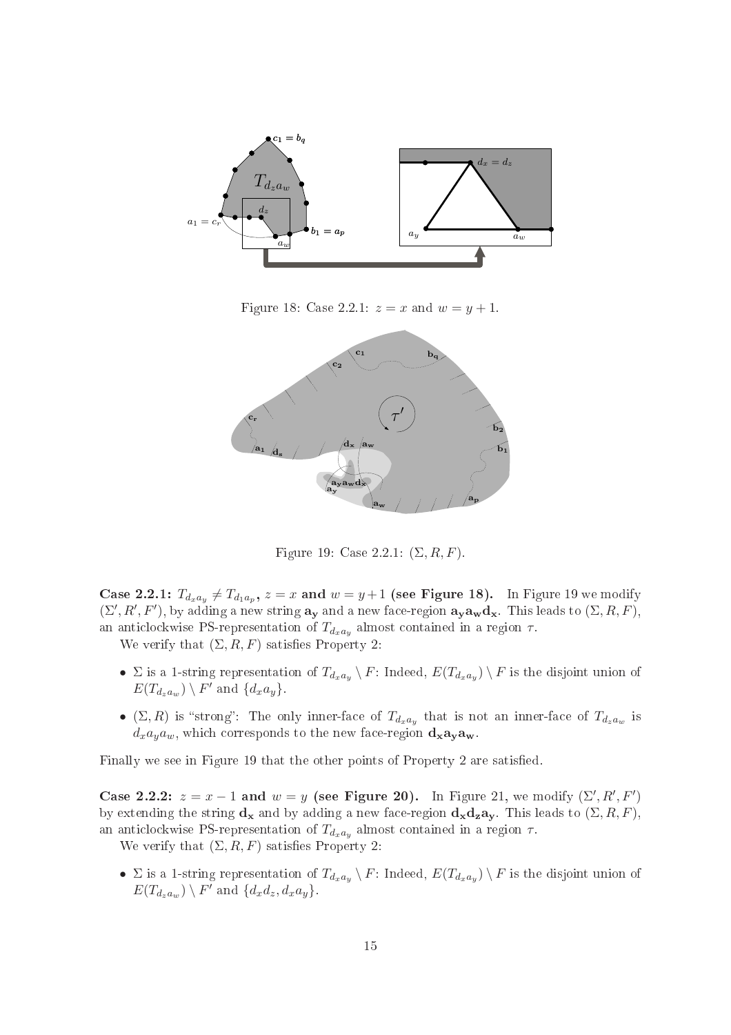Figure 18: Case 2.2.1: $z = x$ and $w = y + 1$.

Figure 19: Case 2.2.1: $(\Sigma, R, F)$.

**Case 2.2.1: $T_{d_x a_y} \neq T_{d_1 a_p}$, $z = x$ and $w = y + 1$ (see Figure 18).** In Figure 19 we modify $(\Sigma', R', F')$, by adding a new string $\mathbf{a_y}$ and a new face-region $\mathbf{a_y a_w d_x}$. This leads to $(\Sigma, R, F)$, an anticlockwise PS-representation of $T_{d_x a_y}$ almost contained in a region $\tau$.

We verify that $(\Sigma, R, F)$ satisfies Property 2:

- $\Sigma$ is a 1-string representation of $T_{d_x a_y} \setminus F$: Indeed, $E(T_{d_x a_y}) \setminus F$ is the disjoint union of $E(T_{d_z a_w}) \setminus F'$ and $\{d_x a_y\}$.
- $(\Sigma, R)$ is "strong": The only inner-face of $T_{d_x a_y}$ that is not an inner-face of $T_{d_z a_w}$ is $d_x a_y a_w$, which corresponds to the new face-region $\mathbf{d_x a_y a_w}$.

Finally we see in Figure 19 that the other points of Property 2 are satisfied.

**Case 2.2.2: $z = x - 1$ and $w = y$ (see Figure 20).** In Figure 21, we modify $(\Sigma', R', F')$ by extending the string $\mathbf{d_x}$ and by adding a new face-region $\mathbf{d_x d_z a_y}$. This leads to $(\Sigma, R, F)$, an anticlockwise PS-representation of $T_{d_x a_y}$ almost contained in a region $\tau$.

We verify that $(\Sigma, R, F)$ satisfies Property 2:

- $\Sigma$ is a 1-string representation of $T_{d_x a_y} \setminus F$: Indeed, $E(T_{d_x a_y}) \setminus F$ is the disjoint union of $E(T_{d_z a_w}) \setminus F'$ and $\{d_x d_z, d_x a_y\}$.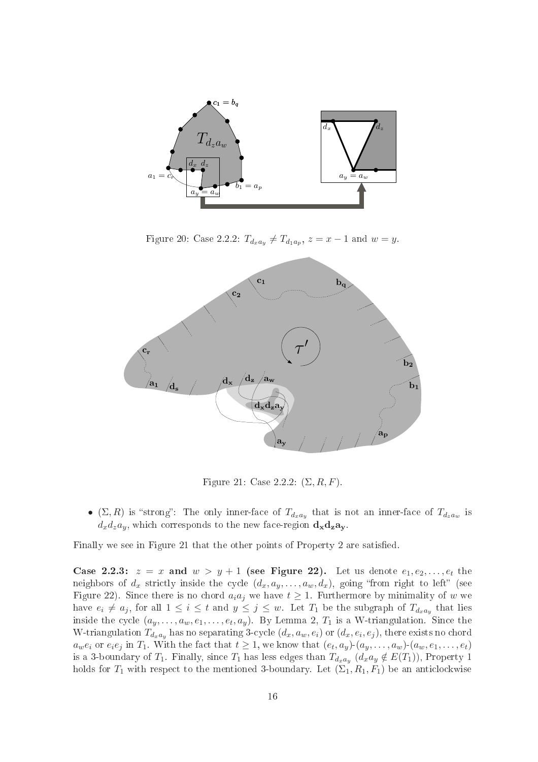Figure 20: Case 2.2.2: $T_{d_x a_y} \neq T_{d_1 a_p}$, $z = x - 1$ and $w = y$.

Figure 21: Case 2.2.2: $(\Sigma, R, F)$.

- $(\Sigma, R)$ is "strong": The only inner-face of $T_{d_x a_y}$ that is not an inner-face of $T_{d_z a_w}$ is $d_x d_z a_y$, which corresponds to the new face-region $\mathbf{d_x d_z a_y}$.

Finally we see in Figure 21 that the other points of Property 2 are satisfied.

**Case 2.2.3:** $z = x$ **and** $w > y + 1$ **(see Figure 22).** Let us denote $e_1, e_2, \ldots, e_t$ the neighbors of $d_x$ strictly inside the cycle $(d_x, a_y, \ldots, a_w, d_x)$, going "from right to left" (see Figure 22). Since there is no chord $a_i a_j$ we have $t \geq 1$. Furthermore by minimality of $w$ we have $e_i \neq a_j$, for all $1 \leq i \leq t$ and $y \leq j \leq w$. Let $T_1$ be the subgraph of $T_{d_x a_y}$ that lies inside the cycle $(a_y, \ldots, a_w, e_1, \ldots, e_t, a_y)$. By Lemma 2, $T_1$ is a W-triangulation. Since the W-triangulation $T_{d_x a_y}$ has no separating 3-cycle $(d_x, a_w, e_i)$ or $(d_x, e_i, e_j)$, there exists no chord $a_w e_i$ or $e_i e_j$ in $T_1$. With the fact that $t \geq 1$, we know that $(e_t, a_y)$-$(a_y, \ldots, a_w)$-$(a_w, e_1, \ldots, e_t)$ is a 3-boundary of $T_1$. Finally, since $T_1$ has less edges than $T_{d_x a_y}$ ($d_x a_y \notin E(T_1)$), Property 1 holds for $T_1$ with respect to the mentioned 3-boundary. Let $(\Sigma_1, R_1, F_1)$ be an anticlockwise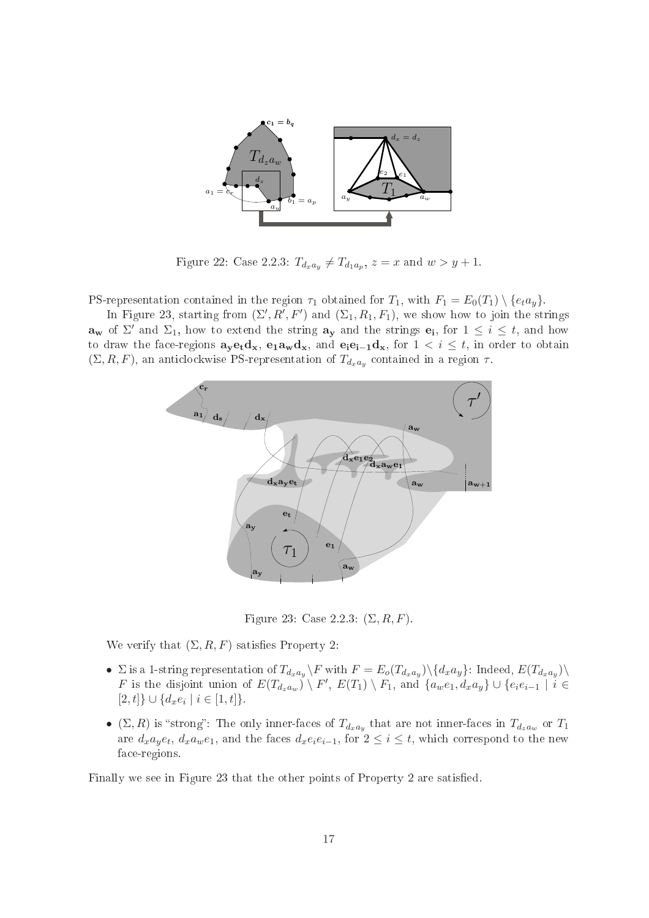Figure 22: Case 2.2.3: $T_{d_x a_y} \neq T_{d_1 a_p}$, $z = x$ and $w > y + 1$.

PS-representation contained in the region $\tau_1$ obtained for $T_1$, with $F_1 = E_0(T_1) \setminus \{e_t a_y\}$.

In Figure 23, starting from $(\Sigma', R', F')$ and $(\Sigma_1, R_1, F_1)$, we show how to join the strings $\mathbf{a_w}$ of $\Sigma'$ and $\Sigma_1$, how to extend the string $\mathbf{a_y}$ and the strings $\mathbf{e_i}$, for $1 \leq i \leq t$, and how to draw the face-regions $\mathbf{a_y e_t d_x}$, $\mathbf{e_1 a_w d_x}$, and $\mathbf{e_i e_{i-1} d_x}$, for $1 < i \leq t$, in order to obtain $(\Sigma, R, F)$, an anticlockwise PS-representation of $T_{d_x a_y}$ contained in a region $\tau$.

Figure 23: Case 2.2.3: $(\Sigma, R, F)$.

We verify that $(\Sigma, R, F)$ satisfies Property 2:

- $\Sigma$ is a 1-string representation of $T_{d_x a_y} \setminus F$ with $F = E_o(T_{d_x a_y}) \setminus \{d_x a_y\}$: Indeed, $E(T_{d_x a_y}) \setminus F$ is the disjoint union of $E(T_{d_z a_w}) \setminus F'$, $E(T_1) \setminus F_1$, and $\{a_w e_1, d_x a_y\} \cup \{e_i e_{i-1} \mid i \in [2, t]\} \cup \{d_x e_i \mid i \in [1, t]\}$.
- $(\Sigma, R)$ is "strong": The only inner-faces of $T_{d_x a_y}$ that are not inner-faces in $T_{d_z a_w}$ or $T_1$ are $d_x a_y e_t$, $d_x a_w e_1$, and the faces $d_x e_i e_{i-1}$, for $2 \leq i \leq t$, which correspond to the new face-regions.

Finally we see in Figure 23 that the other points of Property 2 are satisfied.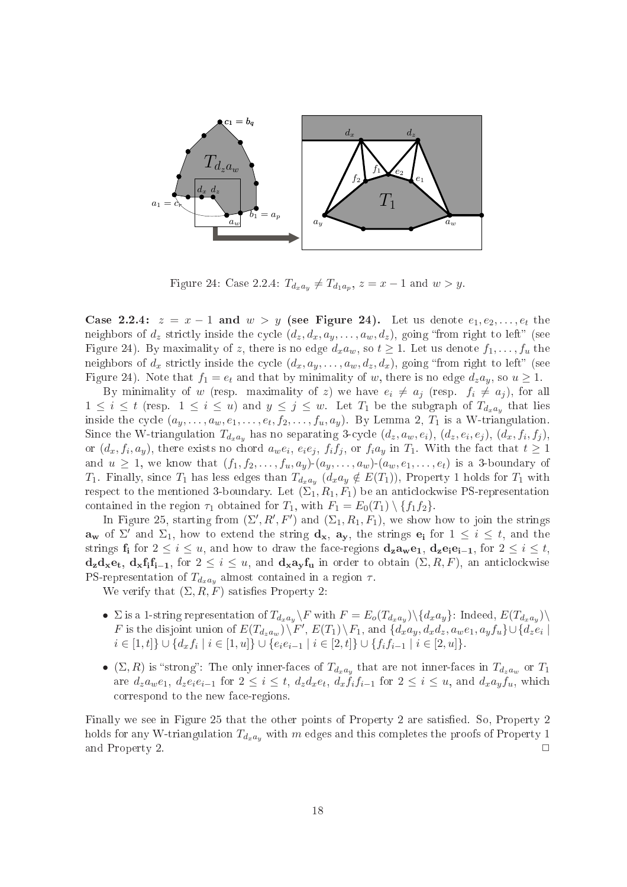Figure 24: Case 2.2.4: $T_{d_x a_y} \neq T_{d_1 a_p}$, $z = x - 1$ and $w > y$.

**Case 2.2.4: $z = x - 1$ and $w > y$ (see Figure 24).** Let us denote $e_1, e_2, \ldots, e_t$ the neighbors of $d_z$ strictly inside the cycle $(d_z, d_x, a_y, \ldots, a_w, d_z)$, going "from right to left" (see Figure 24). By maximality of $z$, there is no edge $d_x a_w$, so $t \geq 1$. Let us denote $f_1, \ldots, f_u$ the neighbors of $d_x$ strictly inside the cycle $(d_x, a_y, \ldots, a_w, d_z, d_x)$, going "from right to left" (see Figure 24). Note that $f_1 = e_t$ and that by minimality of $w$, there is no edge $d_z a_y$, so $u \geq 1$.

By minimality of $w$ (resp. maximality of $z$) we have $e_i \neq a_j$ (resp. $f_i \neq a_j$), for all $1 \leq i \leq t$ (resp. $1 \leq i \leq u$) and $y \leq j \leq w$. Let $T_1$ be the subgraph of $T_{d_x a_y}$ that lies inside the cycle $(a_y, \ldots, a_w, e_1, \ldots, e_t, f_2, \ldots, f_u, a_y)$. By Lemma 2, $T_1$ is a W-triangulation. Since the W-triangulation $T_{d_x a_y}$ has no separating 3-cycle $(d_z, a_w, e_i)$, $(d_z, e_i, e_j)$, $(d_x, f_i, f_j)$, or $(d_x, f_i, a_y)$, there exists no chord $a_w e_i$, $e_i e_j$, $f_i f_j$, or $f_i a_y$ in $T_1$. With the fact that $t \geq 1$ and $u \geq 1$, we know that $(f_1, f_2, \ldots, f_u, a_y)$-$(a_y, \ldots, a_w)$-$(a_w, e_1, \ldots, e_t)$ is a 3-boundary of $T_1$. Finally, since $T_1$ has less edges than $T_{d_x a_y}$ ($d_x a_y \notin E(T_1)$), Property 1 holds for $T_1$ with respect to the mentioned 3-boundary. Let $(\Sigma_1, R_1, F_1)$ be an anticlockwise PS-representation contained in the region $\tau_1$ obtained for $T_1$, with $F_1 = E_0(T_1) \setminus \{f_1 f_2\}$.

In Figure 25, starting from $(\Sigma', R', F')$ and $(\Sigma_1, R_1, F_1)$, we show how to join the strings $\mathbf{a_w}$ of $\Sigma'$ and $\Sigma_1$, how to extend the string $\mathbf{d_x}$, $\mathbf{a_y}$, the strings $\mathbf{e_i}$ for $1 \leq i \leq t$, and the strings $\mathbf{f_i}$ for $2 \leq i \leq u$, and how to draw the face-regions $\mathbf{d_z a_w e_1}$, $\mathbf{d_z e_i e_{i-1}}$, for $2 \leq i \leq t$, $\mathbf{d_z d_x e_t}$, $\mathbf{d_x f_i f_{i-1}}$, for $2 \leq i \leq u$, and $\mathbf{d_x a_y f_u}$ in order to obtain $(\Sigma, R, F)$, an anticlockwise PS-representation of $T_{d_x a_y}$ almost contained in a region $\tau$.

We verify that $(\Sigma, R, F)$ satisfies Property 2:

- $\Sigma$ is a 1-string representation of $T_{d_x a_y} \setminus F$ with $F = E_o(T_{d_x a_y}) \setminus \{d_x a_y\}$: Indeed, $E(T_{d_x a_y}) \setminus F$ is the disjoint union of $E(T_{d_z a_w}) \setminus F'$, $E(T_1) \setminus F_1$, and $\{d_x a_y, d_x d_z, a_w e_1, a_y f_u\} \cup \{d_z e_i \mid i \in [1, t]\} \cup \{d_x f_i \mid i \in [1, u]\} \cup \{e_i e_{i-1} \mid i \in [2, t]\} \cup \{f_i f_{i-1} \mid i \in [2, u]\}$.
- $(\Sigma, R)$ is "strong": The only inner-faces of $T_{d_x a_y}$ that are not inner-faces in $T_{d_z a_w}$ or $T_1$ are $d_z a_w e_1$, $d_z e_i e_{i-1}$ for $2 \leq i \leq t$, $d_z d_x e_t$, $d_x f_i f_{i-1}$ for $2 \leq i \leq u$, and $d_x a_y f_u$, which correspond to the new face-regions.

Finally we see in Figure 25 that the other points of Property 2 are satisfied. So, Property 2 holds for any W-triangulation $T_{d_x a_y}$ with $m$ edges and this completes the proofs of Property 1 and Property 2. $\square$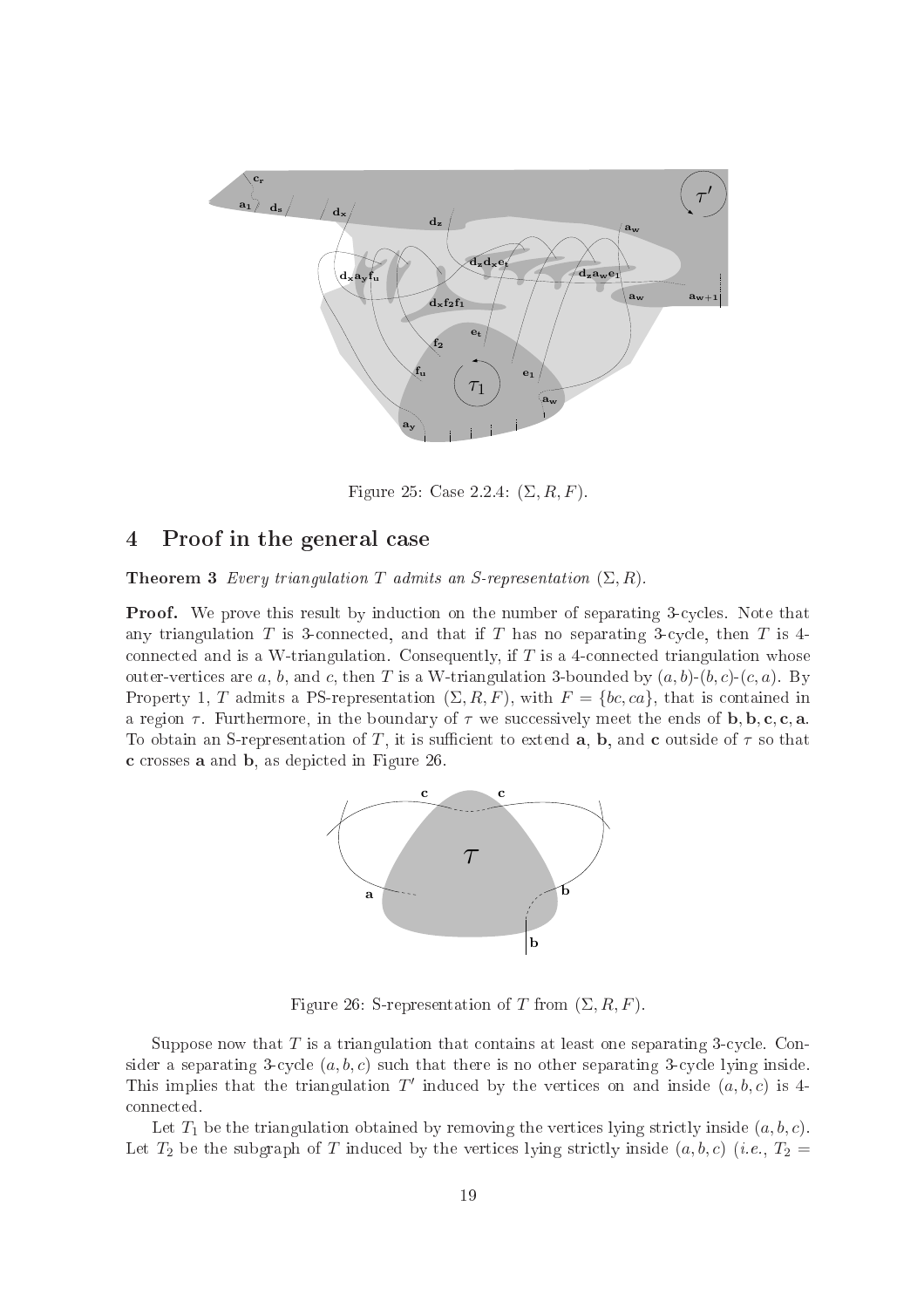Figure 25: Case 2.2.4: $(\Sigma, R, F)$.

## 4 Proof in the general case

**Theorem 3** *Every triangulation $T$ admits an S-representation $(\Sigma, R)$.*

**Proof.** We prove this result by induction on the number of separating 3-cycles. Note that any triangulation $T$ is 3-connected, and that if $T$ has no separating 3-cycle, then $T$ is 4-connected and is a W-triangulation. Consequently, if $T$ is a 4-connected triangulation whose outer-vertices are $a$, $b$, and $c$, then $T$ is a W-triangulation 3-bounded by $(a, b)$-$(b, c)$-$(c, a)$. By Property 1, $T$ admits a PS-representation $(\Sigma, R, F)$, with $F = \{bc, ca\}$, that is contained in a region $\tau$. Furthermore, in the boundary of $\tau$ we successively meet the ends of $\mathbf{b}, \mathbf{b}, \mathbf{c}, \mathbf{c}, \mathbf{a}$. To obtain an S-representation of $T$, it is sufficient to extend $\mathbf{a}$, $\mathbf{b}$, and $\mathbf{c}$ outside of $\tau$ so that $\mathbf{c}$ crosses $\mathbf{a}$ and $\mathbf{b}$, as depicted in Figure 26.

Figure 26: S-representation of $T$ from $(\Sigma, R, F)$.

Suppose now that $T$ is a triangulation that contains at least one separating 3-cycle. Consider a separating 3-cycle $(a, b, c)$ such that there is no other separating 3-cycle lying inside. This implies that the triangulation $T'$ induced by the vertices on and inside $(a, b, c)$ is 4-connected.

Let $T_1$ be the triangulation obtained by removing the vertices lying strictly inside $(a, b, c)$. Let $T_2$ be the subgraph of $T$ induced by the vertices lying strictly inside $(a, b, c)$ (*i.e.*, $T_2 =$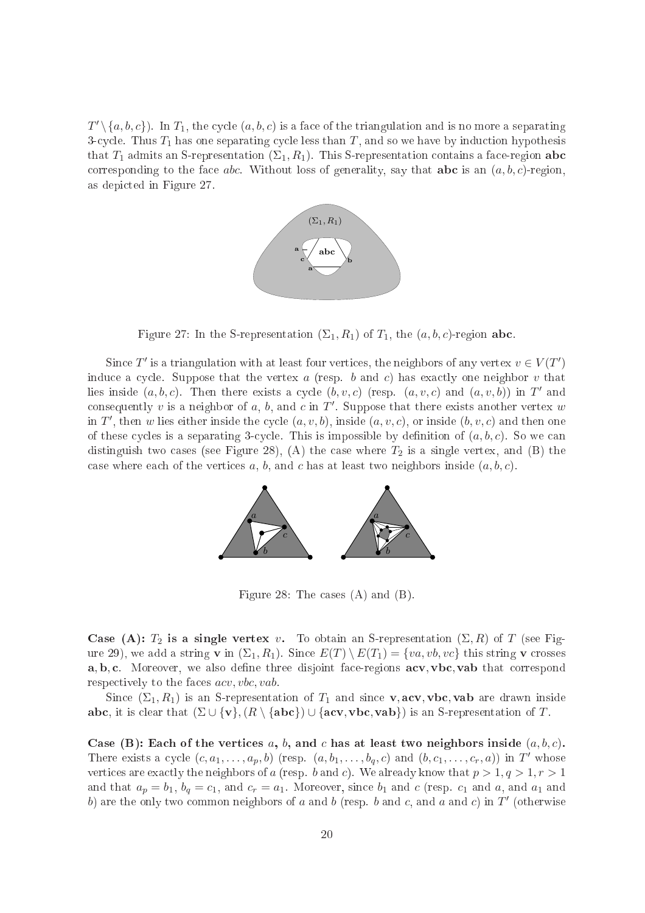$T' \setminus \{a,b,c\}$). In $T_1$, the cycle $(a,b,c)$ is a face of the triangulation and is no more a separating 3-cycle. Thus $T_1$ has one separating cycle less than $T$, and so we have by induction hypothesis that $T_1$ admits an S-representation $(\Sigma_1, R_1)$. This S-representation contains a face-region **abc** corresponding to the face $abc$. Without loss of generality, say that **abc** is an $(a,b,c)$-region, as depicted in Figure 27.

Figure 27: In the S-representation $(\Sigma_1, R_1)$ of $T_1$, the $(a,b,c)$-region **abc**.

Since $T'$ is a triangulation with at least four vertices, the neighbors of any vertex $v \in V(T')$ induce a cycle. Suppose that the vertex $a$ (resp. $b$ and $c$) has exactly one neighbor $v$ that lies inside $(a,b,c)$. Then there exists a cycle $(b,v,c)$ (resp. $(a,v,c)$ and $(a,v,b)$) in $T'$ and consequently $v$ is a neighbor of $a$, $b$, and $c$ in $T'$. Suppose that there exists another vertex $w$ in $T'$, then $w$ lies either inside the cycle $(a,v,b)$, inside $(a,v,c)$, or inside $(b,v,c)$ and then one of these cycles is a separating 3-cycle. This is impossible by definition of $(a,b,c)$. So we can distinguish two cases (see Figure 28), (A) the case where $T_2$ is a single vertex, and (B) the case where each of the vertices $a$, $b$, and $c$ has at least two neighbors inside $(a,b,c)$.

Figure 28: The cases (A) and (B).

**Case (A): $T_2$ is a single vertex $v$.** To obtain an S-representation $(\Sigma, R)$ of $T$ (see Figure 29), we add a string **v** in $(\Sigma_1, R_1)$. Since $E(T) \setminus E(T_1) = \{va, vb, vc\}$ this string **v** crosses **a**, **b**, **c**. Moreover, we also define three disjoint face-regions **acv**, **vbc**, **vab** that correspond respectively to the faces $acv, vbc, vab$.

Since $(\Sigma_1, R_1)$ is an S-representation of $T_1$ and since **v**, **acv**, **vbc**, **vab** are drawn inside **abc**, it is clear that $(\Sigma \cup \{\mathbf{v}\}, (R \setminus \{\mathbf{abc}\}) \cup \{\mathbf{acv}, \mathbf{vbc}, \mathbf{vab}\})$ is an S-representation of $T$.

**Case (B): Each of the vertices $a$, $b$, and $c$ has at least two neighbors inside $(a,b,c)$.** There exists a cycle $(c, a_1, \ldots, a_p, b)$ (resp. $(a, b_1, \ldots, b_q, c)$ and $(b, c_1, \ldots, c_r, a)$) in $T'$ whose vertices are exactly the neighbors of $a$ (resp. $b$ and $c$). We already know that $p > 1, q > 1, r > 1$ and that $a_p = b_1$, $b_q = c_1$, and $c_r = a_1$. Moreover, since $b_1$ and $c$ (resp. $c_1$ and $a$, and $a_1$ and $b$) are the only two common neighbors of $a$ and $b$ (resp. $b$ and $c$, and $a$ and $c$) in $T'$ (otherwise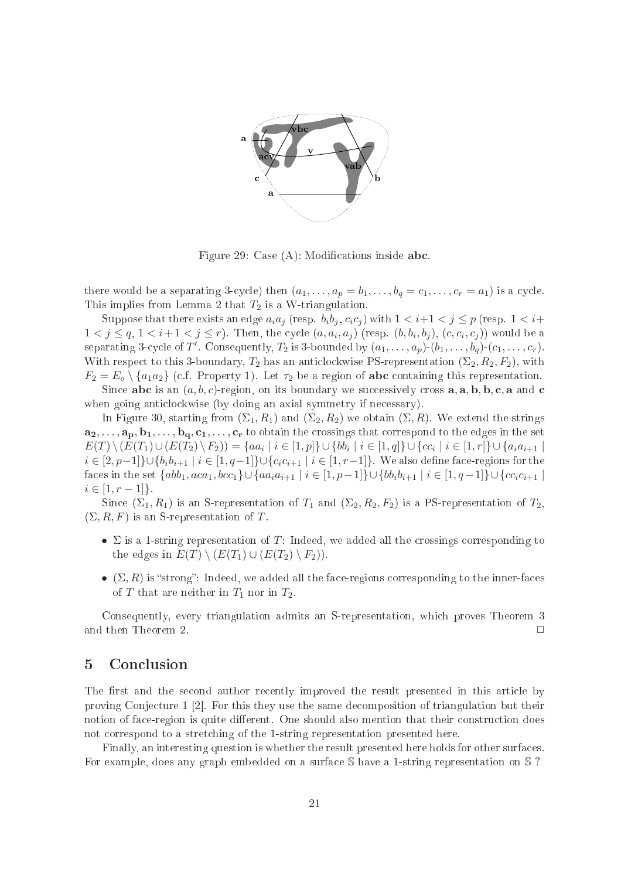Figure 29: Case (A): Modifications inside **abc**.

there would be a separating 3-cycle) then $(a_1, \ldots, a_p = b_1, \ldots, b_q = c_1, \ldots, c_r = a_1)$ is a cycle. This implies from Lemma 2 that $T_2$ is a W-triangulation.

Suppose that there exists an edge $a_i a_j$ (resp. $b_i b_j$, $c_i c_j$) with $1 < i+1 < j \le p$ (resp. $1 < i+1 < j \le q$, $1 < i+1 < j \le r$). Then, the cycle $(a, a_i, a_j)$ (resp. $(b, b_i, b_j)$, $(c, c_i, c_j)$) would be a separating 3-cycle of $T'$. Consequently, $T_2$ is 3-bounded by $(a_1, \ldots, a_p)$-$(b_1, \ldots, b_q)$-$(c_1, \ldots, c_r)$. With respect to this 3-boundary, $T_2$ has an anticlockwise PS-representation $(\Sigma_2, R_2, F_2)$, with $F_2 = E_o \setminus \{a_1 a_2\}$ (c.f. Property 1). Let $\tau_2$ be a region of **abc** containing this representation.

Since **abc** is an $(a, b, c)$-region, on its boundary we successively cross **a**, **a**, **b**, **b**, **c**, **a** and **c** when going anticlockwise (by doing an axial symmetry if necessary).

In Figure 30, starting from $(\Sigma_1, R_1)$ and $(\Sigma_2, R_2)$ we obtain $(\Sigma, R)$. We extend the strings $\mathbf{a_2}, \ldots, \mathbf{a_p}, \mathbf{b_1}, \ldots, \mathbf{b_q}, \mathbf{c_1}, \ldots, \mathbf{c_r}$ to obtain the crossings that correspond to the edges in the set $E(T) \setminus (E(T_1) \cup (E(T_2) \setminus F_2)) = \{aa_i \mid i \in [1, p]\} \cup \{bb_i \mid i \in [1, q]\} \cup \{cc_i \mid i \in [1, r]\} \cup \{a_i a_{i+1} \mid i \in [2, p-1]\} \cup \{b_i b_{i+1} \mid i \in [1, q-1]\} \cup \{c_i c_{i+1} \mid i \in [1, r-1]\}$. We also define face-regions for the faces in the set $\{abb_1, aca_1, bcc_1\} \cup \{aa_i a_{i+1} \mid i \in [1, p-1]\} \cup \{bb_i b_{i+1} \mid i \in [1, q-1]\} \cup \{cc_i c_{i+1} \mid i \in [1, r-1]\}$.

Since $(\Sigma_1, R_1)$ is an S-representation of $T_1$ and $(\Sigma_2, R_2, F_2)$ is a PS-representation of $T_2$, $(\Sigma, R, F)$ is an S-representation of $T$.

- $\Sigma$ is a 1-string representation of $T$: Indeed, we added all the crossings corresponding to the edges in $E(T) \setminus (E(T_1) \cup (E(T_2) \setminus F_2))$.
- $(\Sigma, R)$ is "strong": Indeed, we added all the face-regions corresponding to the inner-faces of $T$ that are neither in $T_1$ nor in $T_2$.

Consequently, every triangulation admits an S-representation, which proves Theorem 3 and then Theorem 2. □

## 5 Conclusion

The first and the second author recently improved the result presented in this article by proving Conjecture 1 [2]. For this they use the same decomposition of triangulation but their notion of face-region is quite different. One should also mention that their construction does not correspond to a stretching of the 1-string representation presented here.

Finally, an interesting question is whether the result presented here holds for other surfaces. For example, does any graph embedded on a surface $\mathbb{S}$ have a 1-string representation on $\mathbb{S}$ ?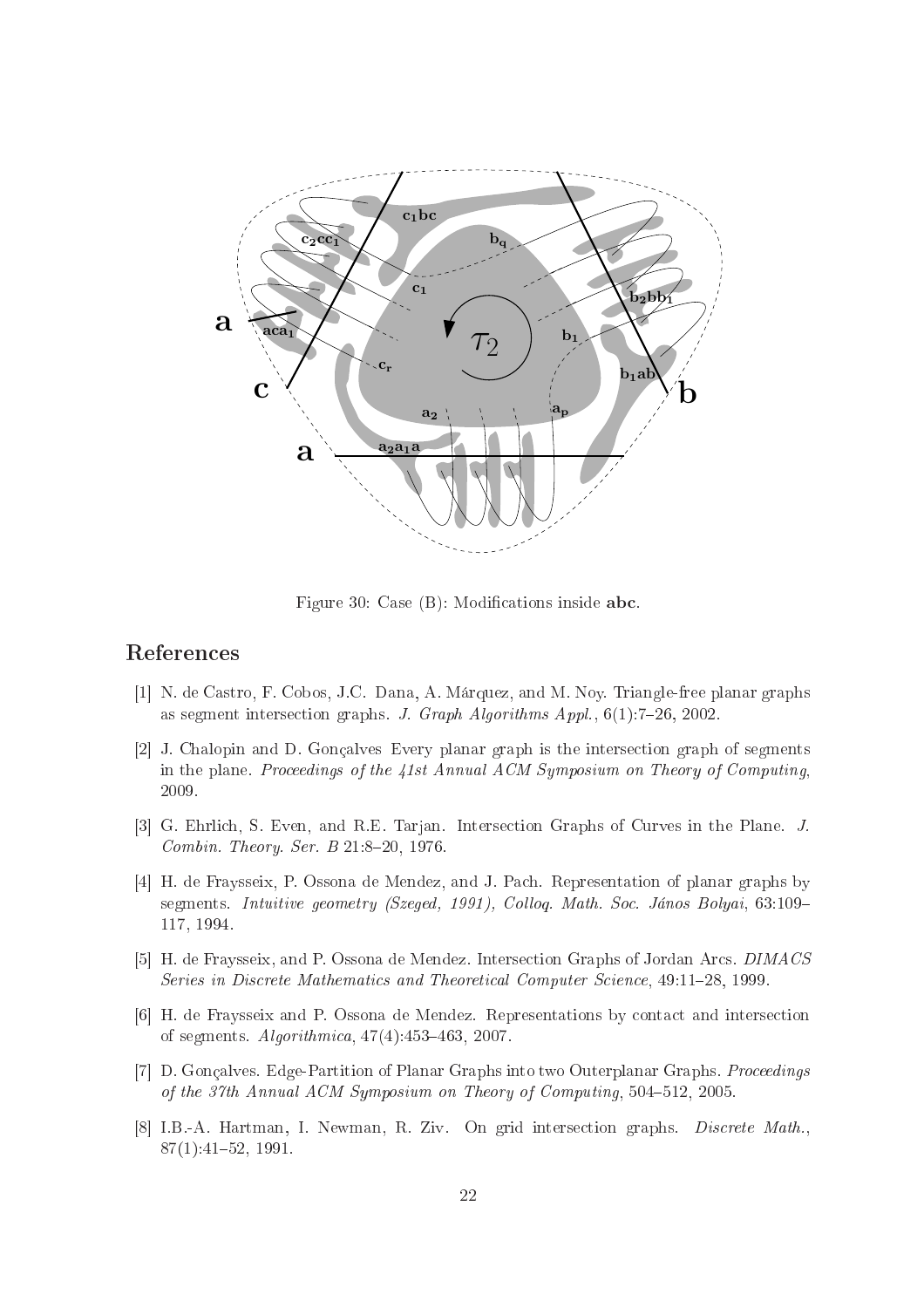Figure 30: Case (B): Modifications inside **abc**.

## References

[1] N. de Castro, F. Cobos, J.C. Dana, A. Márquez, and M. Noy. Triangle-free planar graphs as segment intersection graphs. *J. Graph Algorithms Appl.*, 6(1):7–26, 2002.

[2] J. Chalopin and D. Gonçalves Every planar graph is the intersection graph of segments in the plane. *Proceedings of the 41st Annual ACM Symposium on Theory of Computing*, 2009.

[3] G. Ehrlich, S. Even, and R.E. Tarjan. Intersection Graphs of Curves in the Plane. *J. Combin. Theory. Ser. B* 21:8–20, 1976.

[4] H. de Fraysseix, P. Ossona de Mendez, and J. Pach. Representation of planar graphs by segments. *Intuitive geometry (Szeged, 1991), Colloq. Math. Soc. János Bolyai*, 63:109–117, 1994.

[5] H. de Fraysseix, and P. Ossona de Mendez. Intersection Graphs of Jordan Arcs. *DIMACS Series in Discrete Mathematics and Theoretical Computer Science*, 49:11–28, 1999.

[6] H. de Fraysseix and P. Ossona de Mendez. Representations by contact and intersection of segments. *Algorithmica*, 47(4):453–463, 2007.

[7] D. Gonçalves. Edge-Partition of Planar Graphs into two Outerplanar Graphs. *Proceedings of the 37th Annual ACM Symposium on Theory of Computing*, 504–512, 2005.

[8] I.B.-A. Hartman, I. Newman, R. Ziv. On grid intersection graphs. *Discrete Math.*, 87(1):41–52, 1991.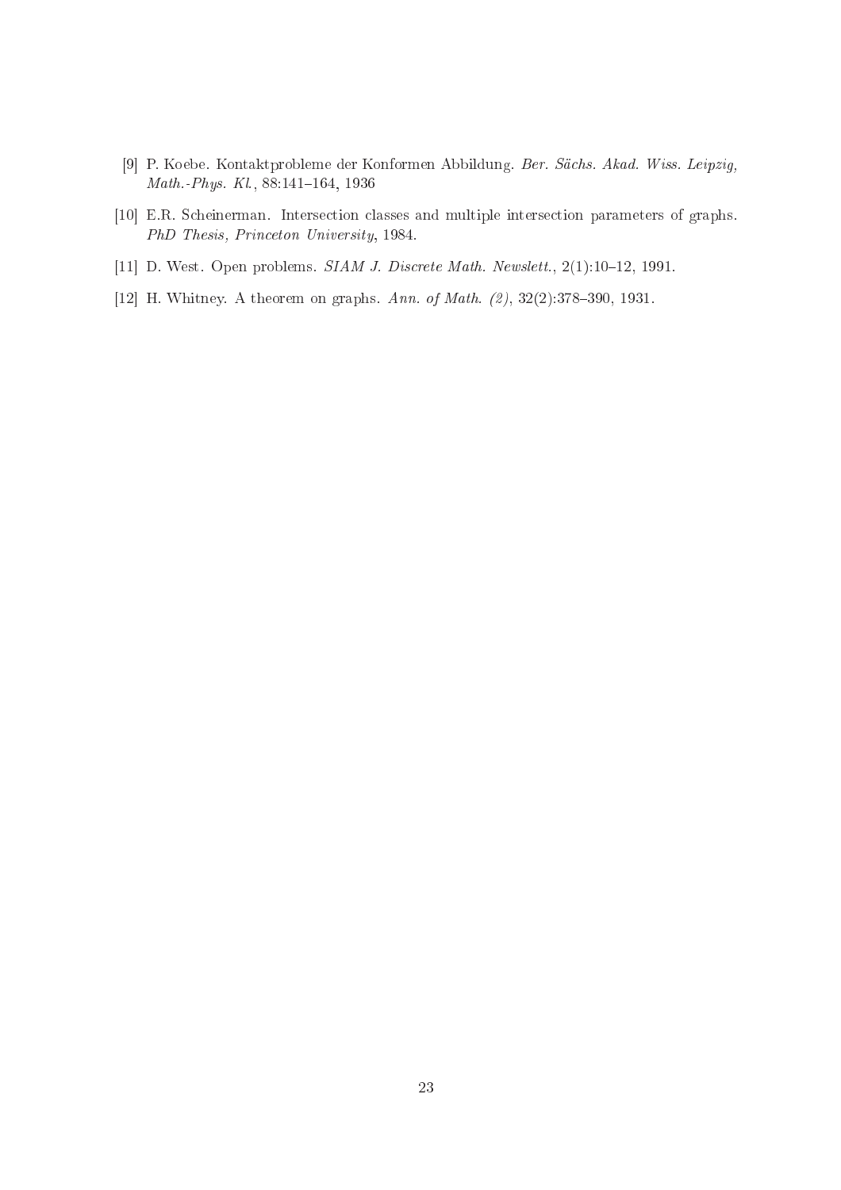[9] P. Koebe. Kontaktprobleme der Konformen Abbildung. *Ber. Sächs. Akad. Wiss. Leipzig, Math.-Phys. Kl.*, 88:141–164, 1936

[10] E.R. Scheinerman. Intersection classes and multiple intersection parameters of graphs. *PhD Thesis, Princeton University*, 1984.

[11] D. West. Open problems. *SIAM J. Discrete Math. Newslett.*, 2(1):10–12, 1991.

[12] H. Whitney. A theorem on graphs. *Ann. of Math. (2)*, 32(2):378–390, 1931.